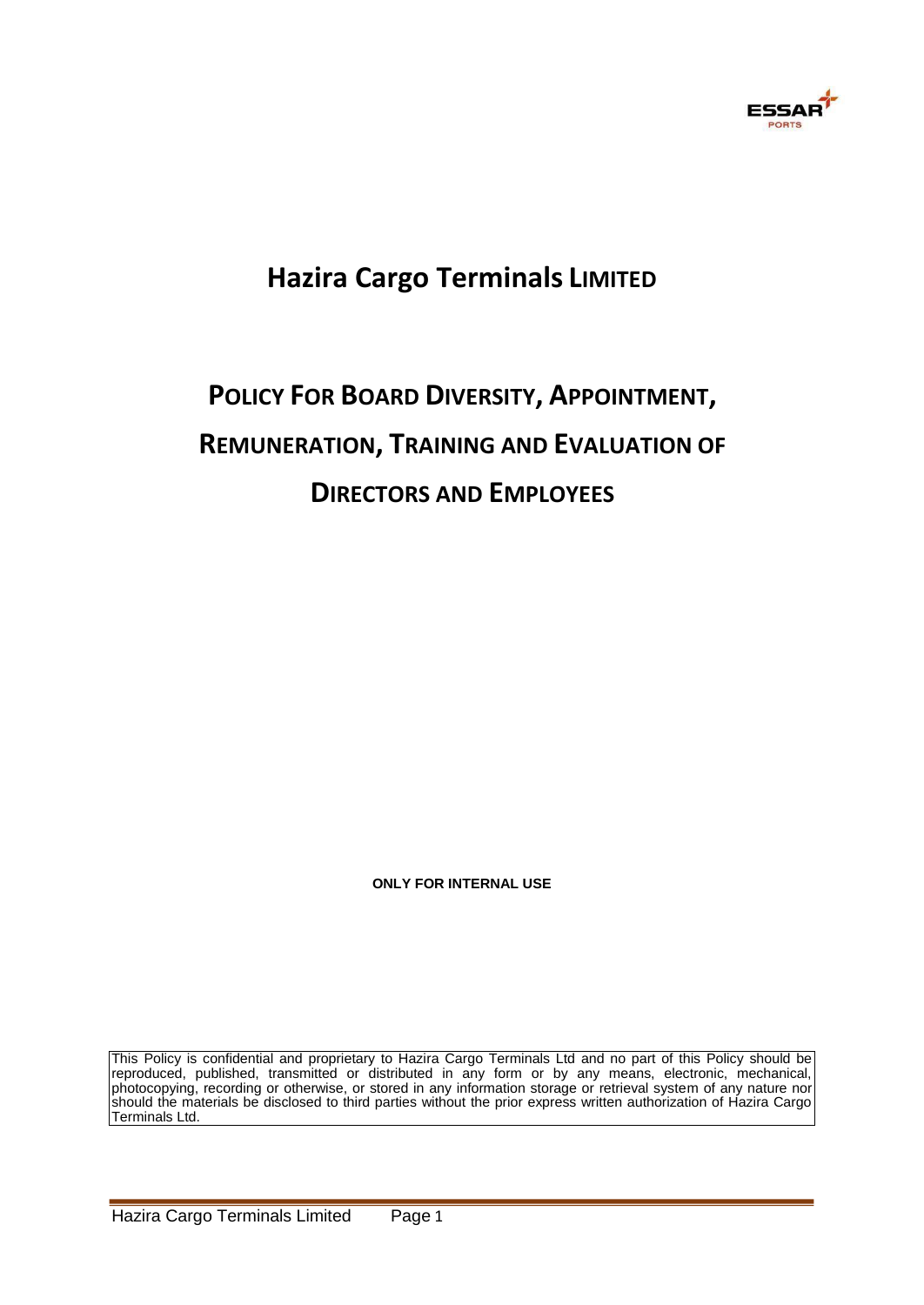# Hazira Cargo Terminals LIMITED

# POLICY FOR BOARD DIVERSITY, APPOINTMENT, REMUNERATION, TRAINING AND EVALUATION OF DIRECTORS AND EMPLOYEES

**ONLY FOR INTERNAL USE**

This Policy is confidential and proprietary to Hazira Cargo Terminals Ltd and no part of this Policy should be reproduced, published, transmitted or distributed in any form or by any means, electronic, mechanical, photocopying, recording or otherwise, or stored in any information storage or retrieval system of any nature nor should the materials be disclosed to third parties without the prior express written authorization of Hazira Cargo Terminals Ltd.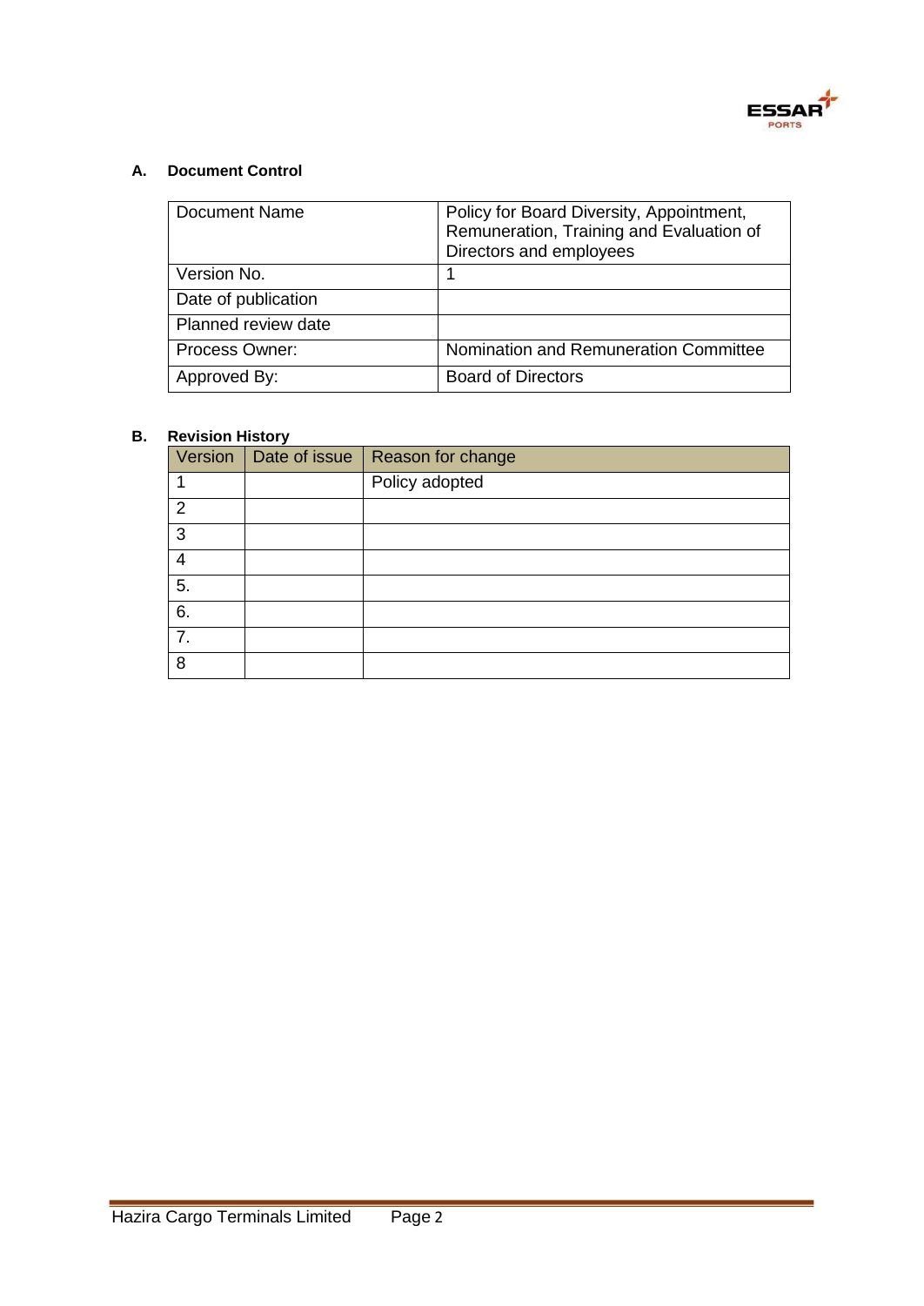## A. Document Control

| Document Name | Policy for Board Diversity, Appointment, Remuneration, Training and Evaluation of Directors and employees |
|---|---|
| Version No. | 1 |
| Date of publication | |
| Planned review date | |
| Process Owner: | Nomination and Remuneration Committee |
| Approved By: | Board of Directors |

## B. Revision History

| Version | Date of issue | Reason for change |
|---|---|---|
| 1 | | Policy adopted |
| 2 | | |
| 3 | | |
| 4 | | |
| 5. | | |
| 6. | | |
| 7. | | |
| 8 | | |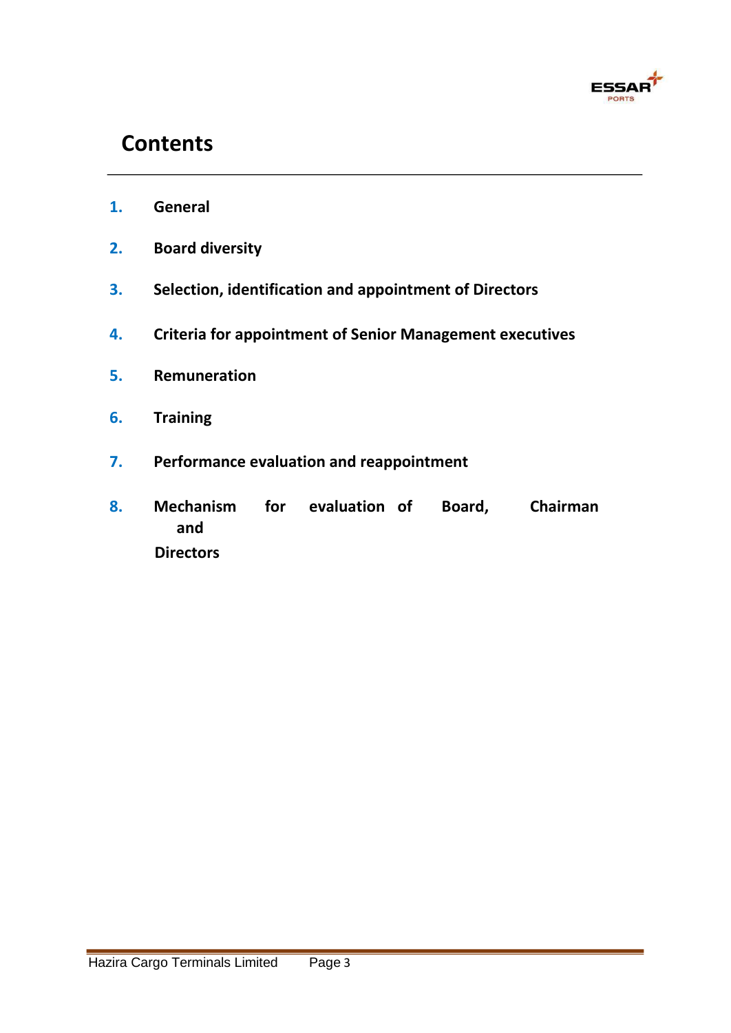# Contents

1. **General**
2. **Board diversity**
3. **Selection, identification and appointment of Directors**
4. **Criteria for appointment of Senior Management executives**
5. **Remuneration**
6. **Training**
7. **Performance evaluation and reappointment**
8. **Mechanism for evaluation of Board, Chairman and Directors**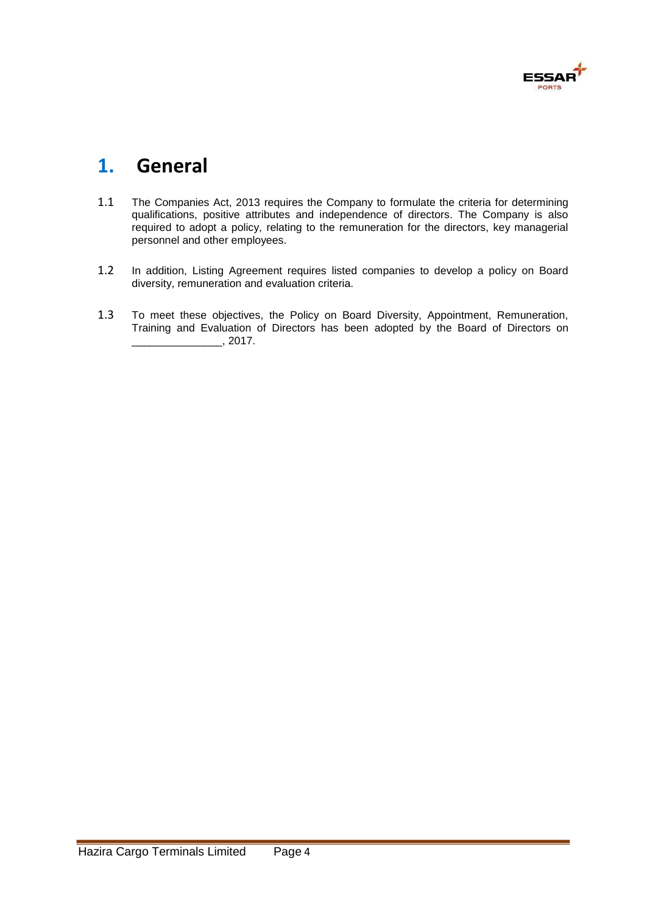# 1. General

1.1 The Companies Act, 2013 requires the Company to formulate the criteria for determining qualifications, positive attributes and independence of directors. The Company is also required to adopt a policy, relating to the remuneration for the directors, key managerial personnel and other employees.

1.2 In addition, Listing Agreement requires listed companies to develop a policy on Board diversity, remuneration and evaluation criteria.

1.3 To meet these objectives, the Policy on Board Diversity, Appointment, Remuneration, Training and Evaluation of Directors has been adopted by the Board of Directors on _______________, 2017.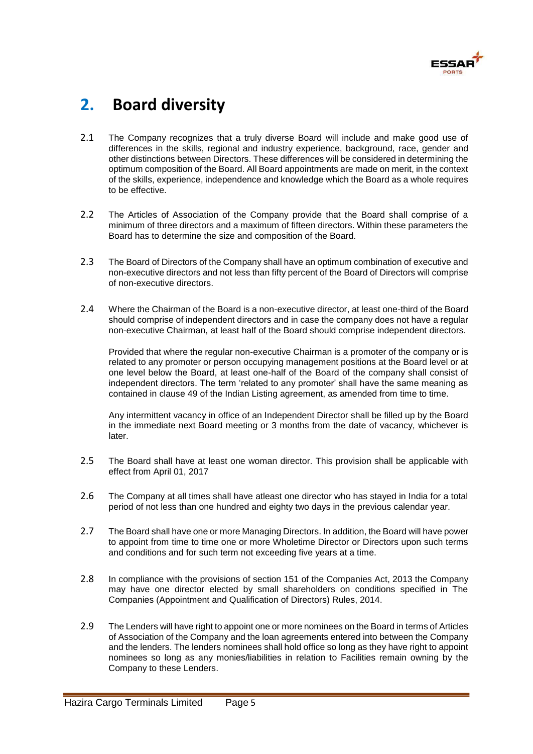## 2. Board diversity

2.1 The Company recognizes that a truly diverse Board will include and make good use of differences in the skills, regional and industry experience, background, race, gender and other distinctions between Directors. These differences will be considered in determining the optimum composition of the Board. All Board appointments are made on merit, in the context of the skills, experience, independence and knowledge which the Board as a whole requires to be effective.

2.2 The Articles of Association of the Company provide that the Board shall comprise of a minimum of three directors and a maximum of fifteen directors. Within these parameters the Board has to determine the size and composition of the Board.

2.3 The Board of Directors of the Company shall have an optimum combination of executive and non-executive directors and not less than fifty percent of the Board of Directors will comprise of non-executive directors.

2.4 Where the Chairman of the Board is a non-executive director, at least one-third of the Board should comprise of independent directors and in case the company does not have a regular non-executive Chairman, at least half of the Board should comprise independent directors.

Provided that where the regular non-executive Chairman is a promoter of the company or is related to any promoter or person occupying management positions at the Board level or at one level below the Board, at least one-half of the Board of the company shall consist of independent directors. The term 'related to any promoter' shall have the same meaning as contained in clause 49 of the Indian Listing agreement, as amended from time to time.

Any intermittent vacancy in office of an Independent Director shall be filled up by the Board in the immediate next Board meeting or 3 months from the date of vacancy, whichever is later.

2.5 The Board shall have at least one woman director. This provision shall be applicable with effect from April 01, 2017

2.6 The Company at all times shall have atleast one director who has stayed in India for a total period of not less than one hundred and eighty two days in the previous calendar year.

2.7 The Board shall have one or more Managing Directors. In addition, the Board will have power to appoint from time to time one or more Wholetime Director or Directors upon such terms and conditions and for such term not exceeding five years at a time.

2.8 In compliance with the provisions of section 151 of the Companies Act, 2013 the Company may have one director elected by small shareholders on conditions specified in The Companies (Appointment and Qualification of Directors) Rules, 2014.

2.9 The Lenders will have right to appoint one or more nominees on the Board in terms of Articles of Association of the Company and the loan agreements entered into between the Company and the lenders. The lenders nominees shall hold office so long as they have right to appoint nominees so long as any monies/liabilities in relation to Facilities remain owning by the Company to these Lenders.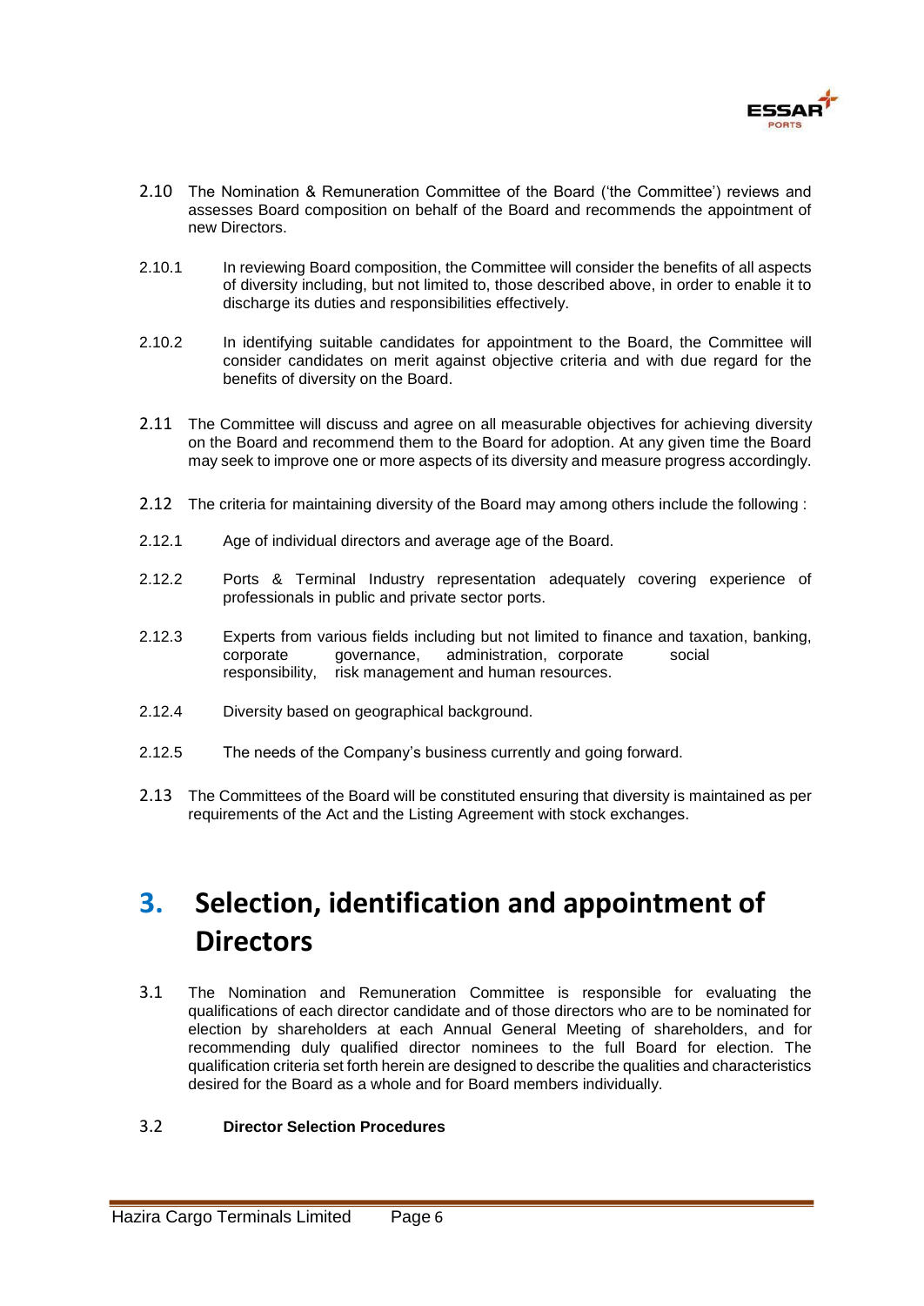2.10 The Nomination & Remuneration Committee of the Board ('the Committee') reviews and assesses Board composition on behalf of the Board and recommends the appointment of new Directors.

2.10.1 In reviewing Board composition, the Committee will consider the benefits of all aspects of diversity including, but not limited to, those described above, in order to enable it to discharge its duties and responsibilities effectively.

2.10.2 In identifying suitable candidates for appointment to the Board, the Committee will consider candidates on merit against objective criteria and with due regard for the benefits of diversity on the Board.

2.11 The Committee will discuss and agree on all measurable objectives for achieving diversity on the Board and recommend them to the Board for adoption. At any given time the Board may seek to improve one or more aspects of its diversity and measure progress accordingly.

2.12 The criteria for maintaining diversity of the Board may among others include the following :

2.12.1 Age of individual directors and average age of the Board.

2.12.2 Ports & Terminal Industry representation adequately covering experience of professionals in public and private sector ports.

2.12.3 Experts from various fields including but not limited to finance and taxation, banking, corporate governance, administration, corporate social responsibility, risk management and human resources.

2.12.4 Diversity based on geographical background.

2.12.5 The needs of the Company's business currently and going forward.

2.13 The Committees of the Board will be constituted ensuring that diversity is maintained as per requirements of the Act and the Listing Agreement with stock exchanges.

# 3. Selection, identification and appointment of Directors

3.1 The Nomination and Remuneration Committee is responsible for evaluating the qualifications of each director candidate and of those directors who are to be nominated for election by shareholders at each Annual General Meeting of shareholders, and for recommending duly qualified director nominees to the full Board for election. The qualification criteria set forth herein are designed to describe the qualities and characteristics desired for the Board as a whole and for Board members individually.

3.2 **Director Selection Procedures**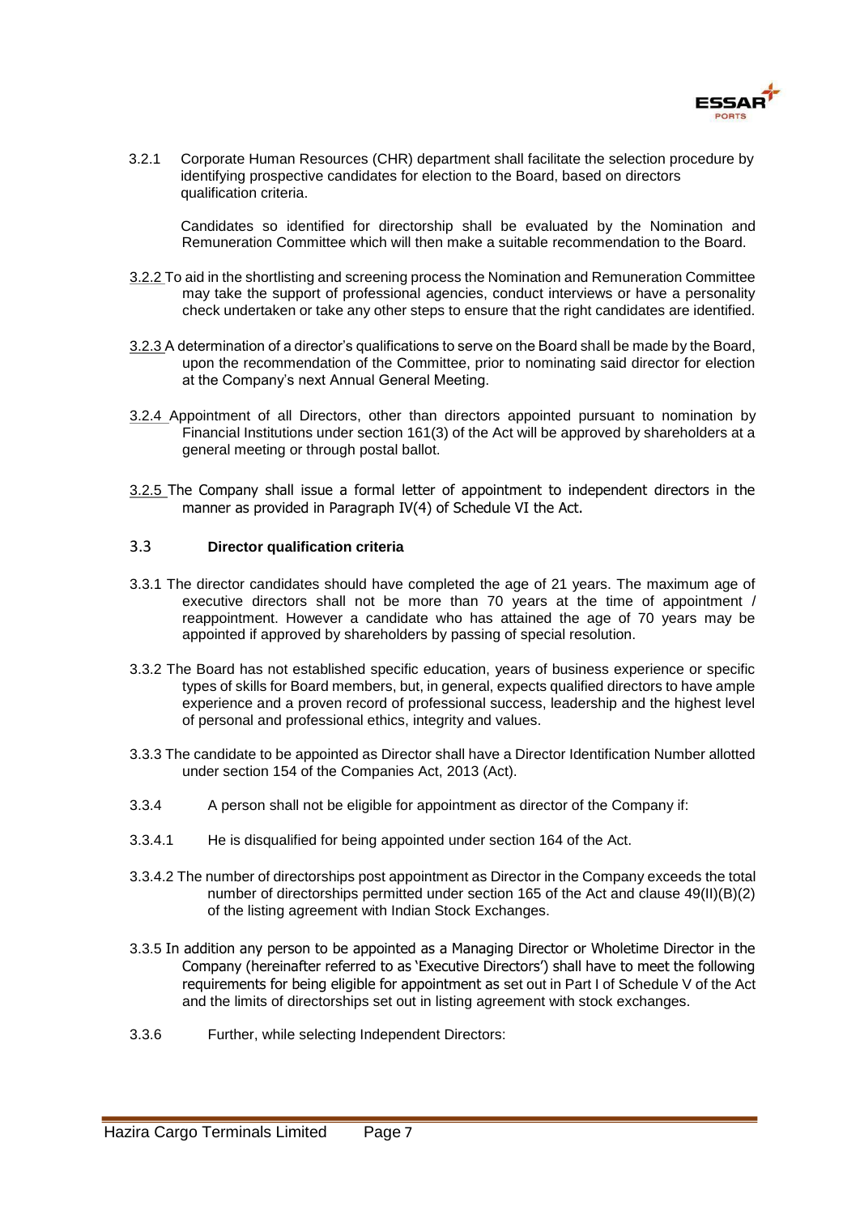3.2.1 Corporate Human Resources (CHR) department shall facilitate the selection procedure by identifying prospective candidates for election to the Board, based on directors qualification criteria.

Candidates so identified for directorship shall be evaluated by the Nomination and Remuneration Committee which will then make a suitable recommendation to the Board.

3.2.2 To aid in the shortlisting and screening process the Nomination and Remuneration Committee may take the support of professional agencies, conduct interviews or have a personality check undertaken or take any other steps to ensure that the right candidates are identified.

3.2.3 A determination of a director's qualifications to serve on the Board shall be made by the Board, upon the recommendation of the Committee, prior to nominating said director for election at the Company's next Annual General Meeting.

3.2.4 Appointment of all Directors, other than directors appointed pursuant to nomination by Financial Institutions under section 161(3) of the Act will be approved by shareholders at a general meeting or through postal ballot.

3.2.5 The Company shall issue a formal letter of appointment to independent directors in the manner as provided in Paragraph IV(4) of Schedule VI the Act.

### 3.3 Director qualification criteria

3.3.1 The director candidates should have completed the age of 21 years. The maximum age of executive directors shall not be more than 70 years at the time of appointment / reappointment. However a candidate who has attained the age of 70 years may be appointed if approved by shareholders by passing of special resolution.

3.3.2 The Board has not established specific education, years of business experience or specific types of skills for Board members, but, in general, expects qualified directors to have ample experience and a proven record of professional success, leadership and the highest level of personal and professional ethics, integrity and values.

3.3.3 The candidate to be appointed as Director shall have a Director Identification Number allotted under section 154 of the Companies Act, 2013 (Act).

3.3.4 A person shall not be eligible for appointment as director of the Company if:

3.3.4.1 He is disqualified for being appointed under section 164 of the Act.

3.3.4.2 The number of directorships post appointment as Director in the Company exceeds the total number of directorships permitted under section 165 of the Act and clause 49(II)(B)(2) of the listing agreement with Indian Stock Exchanges.

3.3.5 In addition any person to be appointed as a Managing Director or Wholetime Director in the Company (hereinafter referred to as 'Executive Directors') shall have to meet the following requirements for being eligible for appointment as set out in Part I of Schedule V of the Act and the limits of directorships set out in listing agreement with stock exchanges.

3.3.6 Further, while selecting Independent Directors: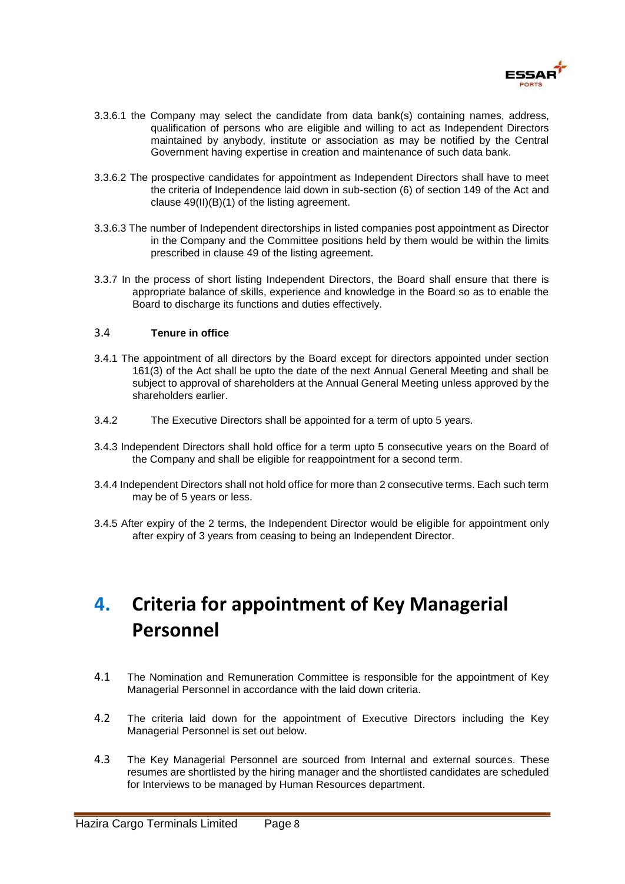3.3.6.1 the Company may select the candidate from data bank(s) containing names, address, qualification of persons who are eligible and willing to act as Independent Directors maintained by anybody, institute or association as may be notified by the Central Government having expertise in creation and maintenance of such data bank.

3.3.6.2 The prospective candidates for appointment as Independent Directors shall have to meet the criteria of Independence laid down in sub-section (6) of section 149 of the Act and clause 49(II)(B)(1) of the listing agreement.

3.3.6.3 The number of Independent directorships in listed companies post appointment as Director in the Company and the Committee positions held by them would be within the limits prescribed in clause 49 of the listing agreement.

3.3.7 In the process of short listing Independent Directors, the Board shall ensure that there is appropriate balance of skills, experience and knowledge in the Board so as to enable the Board to discharge its functions and duties effectively.

### 3.4 Tenure in office

3.4.1 The appointment of all directors by the Board except for directors appointed under section 161(3) of the Act shall be upto the date of the next Annual General Meeting and shall be subject to approval of shareholders at the Annual General Meeting unless approved by the shareholders earlier.

3.4.2 The Executive Directors shall be appointed for a term of upto 5 years.

3.4.3 Independent Directors shall hold office for a term upto 5 consecutive years on the Board of the Company and shall be eligible for reappointment for a second term.

3.4.4 Independent Directors shall not hold office for more than 2 consecutive terms. Each such term may be of 5 years or less.

3.4.5 After expiry of the 2 terms, the Independent Director would be eligible for appointment only after expiry of 3 years from ceasing to being an Independent Director.

# 4. Criteria for appointment of Key Managerial Personnel

4.1 The Nomination and Remuneration Committee is responsible for the appointment of Key Managerial Personnel in accordance with the laid down criteria.

4.2 The criteria laid down for the appointment of Executive Directors including the Key Managerial Personnel is set out below.

4.3 The Key Managerial Personnel are sourced from Internal and external sources. These resumes are shortlisted by the hiring manager and the shortlisted candidates are scheduled for Interviews to be managed by Human Resources department.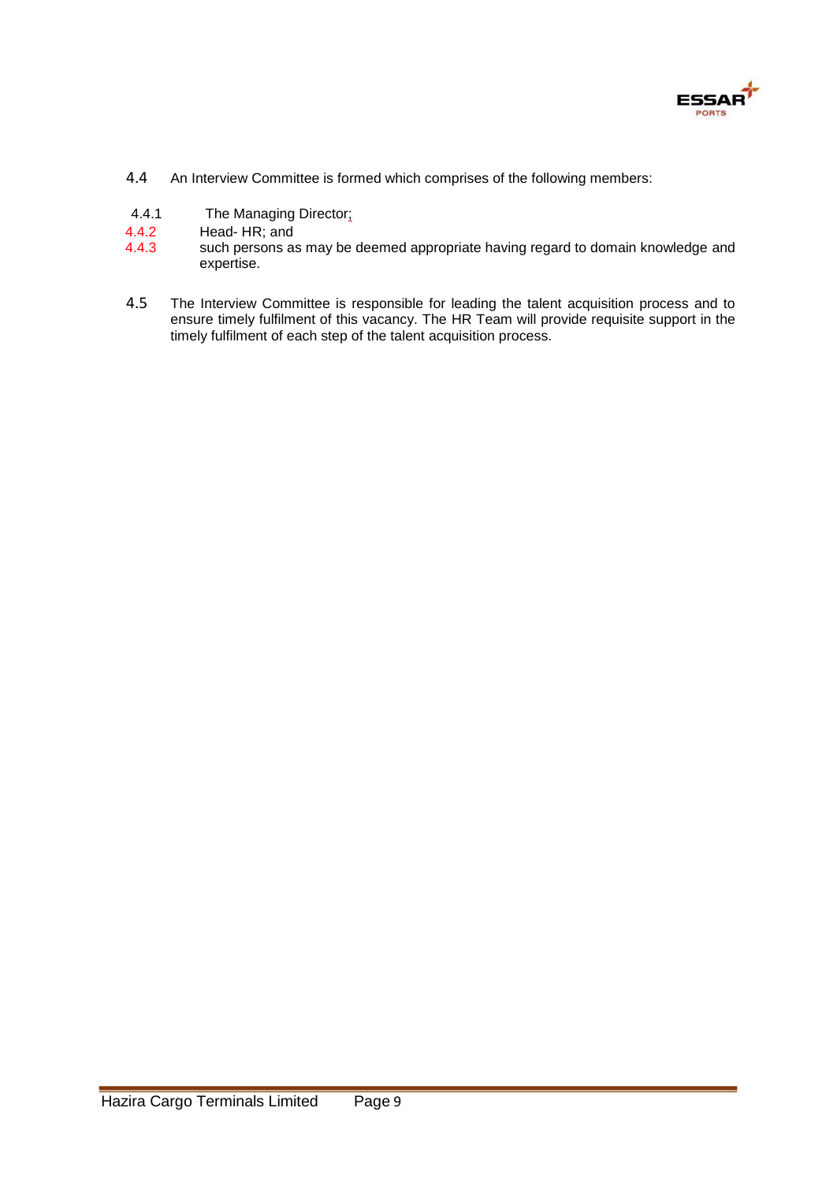4.4 An Interview Committee is formed which comprises of the following members:

4.4.1 The Managing Director;

4.4.2 Head- HR; and

4.4.3 such persons as may be deemed appropriate having regard to domain knowledge and expertise.

4.5 The Interview Committee is responsible for leading the talent acquisition process and to ensure timely fulfilment of this vacancy. The HR Team will provide requisite support in the timely fulfilment of each step of the talent acquisition process.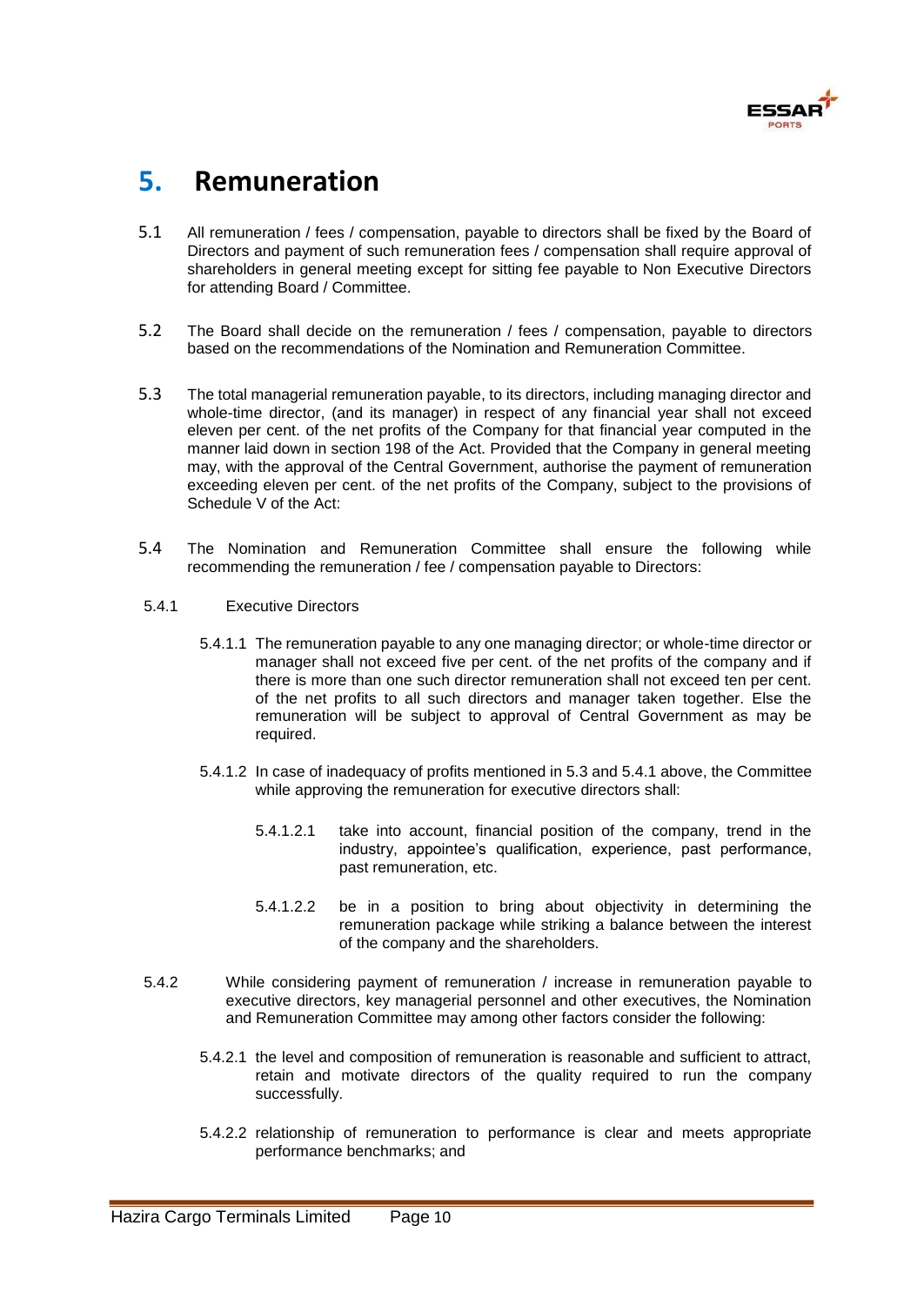## 5. Remuneration

5.1 All remuneration / fees / compensation, payable to directors shall be fixed by the Board of Directors and payment of such remuneration fees / compensation shall require approval of shareholders in general meeting except for sitting fee payable to Non Executive Directors for attending Board / Committee.

5.2 The Board shall decide on the remuneration / fees / compensation, payable to directors based on the recommendations of the Nomination and Remuneration Committee.

5.3 The total managerial remuneration payable, to its directors, including managing director and whole-time director, (and its manager) in respect of any financial year shall not exceed eleven per cent. of the net profits of the Company for that financial year computed in the manner laid down in section 198 of the Act. Provided that the Company in general meeting may, with the approval of the Central Government, authorise the payment of remuneration exceeding eleven per cent. of the net profits of the Company, subject to the provisions of Schedule V of the Act:

5.4 The Nomination and Remuneration Committee shall ensure the following while recommending the remuneration / fee / compensation payable to Directors:

5.4.1 Executive Directors

5.4.1.1 The remuneration payable to any one managing director; or whole-time director or manager shall not exceed five per cent. of the net profits of the company and if there is more than one such director remuneration shall not exceed ten per cent. of the net profits to all such directors and manager taken together. Else the remuneration will be subject to approval of Central Government as may be required.

5.4.1.2 In case of inadequacy of profits mentioned in 5.3 and 5.4.1 above, the Committee while approving the remuneration for executive directors shall:

5.4.1.2.1 take into account, financial position of the company, trend in the industry, appointee's qualification, experience, past performance, past remuneration, etc.

5.4.1.2.2 be in a position to bring about objectivity in determining the remuneration package while striking a balance between the interest of the company and the shareholders.

5.4.2 While considering payment of remuneration / increase in remuneration payable to executive directors, key managerial personnel and other executives, the Nomination and Remuneration Committee may among other factors consider the following:

5.4.2.1 the level and composition of remuneration is reasonable and sufficient to attract, retain and motivate directors of the quality required to run the company successfully.

5.4.2.2 relationship of remuneration to performance is clear and meets appropriate performance benchmarks; and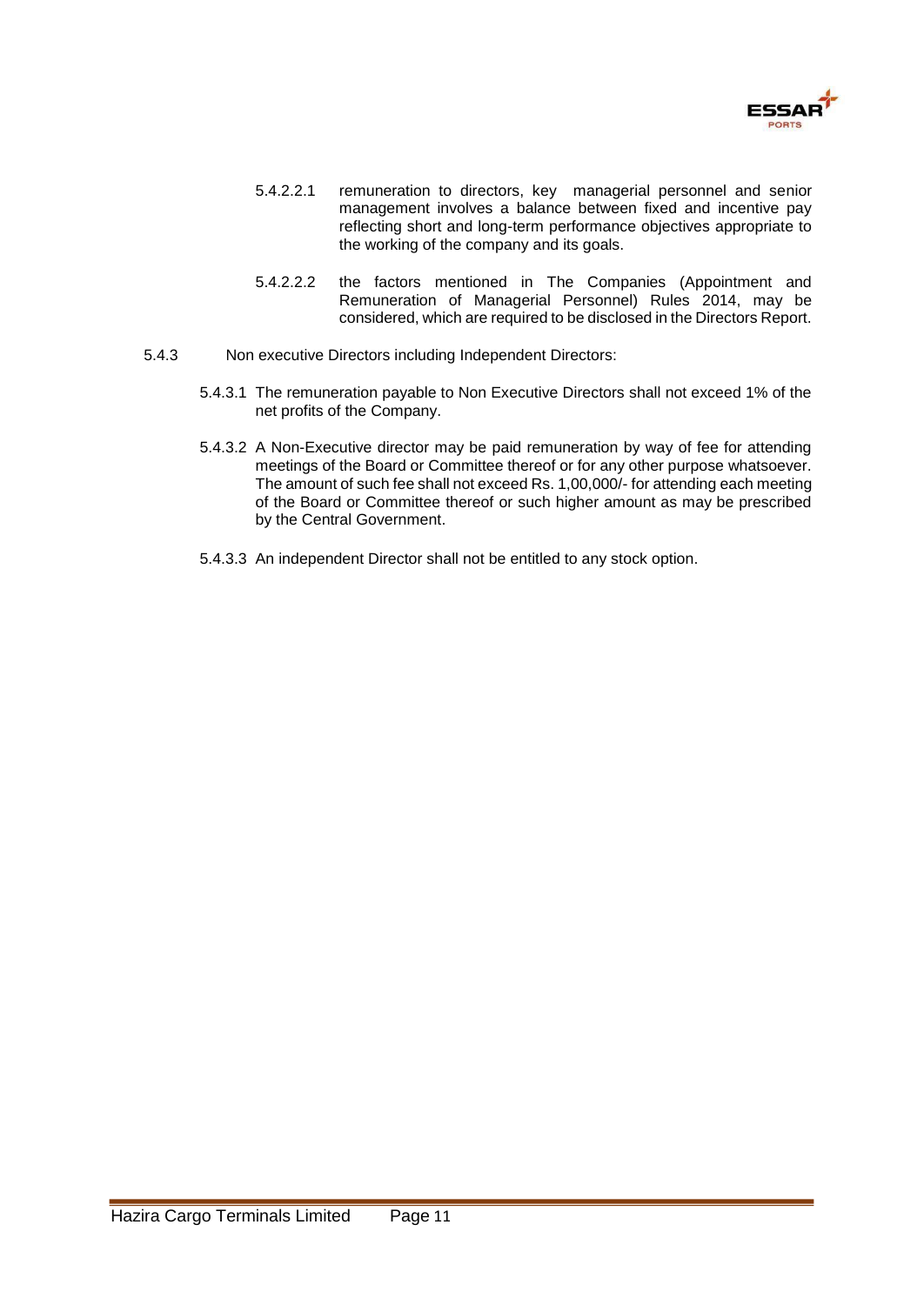5.4.2.2.1 remuneration to directors, key managerial personnel and senior management involves a balance between fixed and incentive pay reflecting short and long-term performance objectives appropriate to the working of the company and its goals.

5.4.2.2.2 the factors mentioned in The Companies (Appointment and Remuneration of Managerial Personnel) Rules 2014, may be considered, which are required to be disclosed in the Directors Report.

5.4.3 Non executive Directors including Independent Directors:

5.4.3.1 The remuneration payable to Non Executive Directors shall not exceed 1% of the net profits of the Company.

5.4.3.2 A Non-Executive director may be paid remuneration by way of fee for attending meetings of the Board or Committee thereof or for any other purpose whatsoever. The amount of such fee shall not exceed Rs. 1,00,000/- for attending each meeting of the Board or Committee thereof or such higher amount as may be prescribed by the Central Government.

5.4.3.3 An independent Director shall not be entitled to any stock option.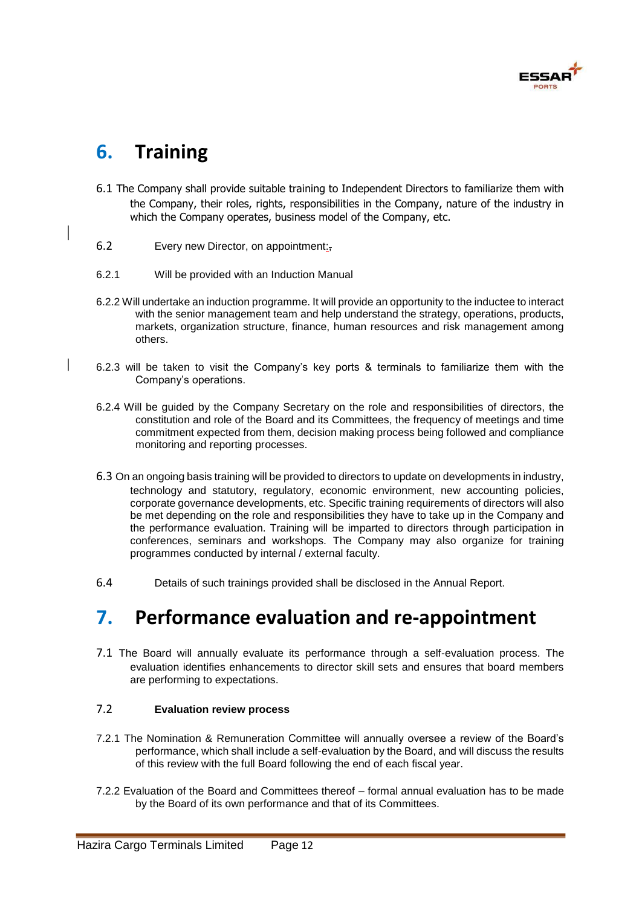# 6. Training

6.1 The Company shall provide suitable training to Independent Directors to familiarize them with the Company, their roles, rights, responsibilities in the Company, nature of the industry in which the Company operates, business model of the Company, etc.

6.2 Every new Director, on appointment:,

6.2.1 Will be provided with an Induction Manual

6.2.2 Will undertake an induction programme. It will provide an opportunity to the inductee to interact with the senior management team and help understand the strategy, operations, products, markets, organization structure, finance, human resources and risk management among others.

6.2.3 will be taken to visit the Company's key ports & terminals to familiarize them with the Company's operations.

6.2.4 Will be guided by the Company Secretary on the role and responsibilities of directors, the constitution and role of the Board and its Committees, the frequency of meetings and time commitment expected from them, decision making process being followed and compliance monitoring and reporting processes.

6.3 On an ongoing basis training will be provided to directors to update on developments in industry, technology and statutory, regulatory, economic environment, new accounting policies, corporate governance developments, etc. Specific training requirements of directors will also be met depending on the role and responsibilities they have to take up in the Company and the performance evaluation. Training will be imparted to directors through participation in conferences, seminars and workshops. The Company may also organize for training programmes conducted by internal / external faculty.

6.4 Details of such trainings provided shall be disclosed in the Annual Report.

# 7. Performance evaluation and re-appointment

7.1 The Board will annually evaluate its performance through a self-evaluation process. The evaluation identifies enhancements to director skill sets and ensures that board members are performing to expectations.

7.2 **Evaluation review process**

7.2.1 The Nomination & Remuneration Committee will annually oversee a review of the Board's performance, which shall include a self-evaluation by the Board, and will discuss the results of this review with the full Board following the end of each fiscal year.

7.2.2 Evaluation of the Board and Committees thereof – formal annual evaluation has to be made by the Board of its own performance and that of its Committees.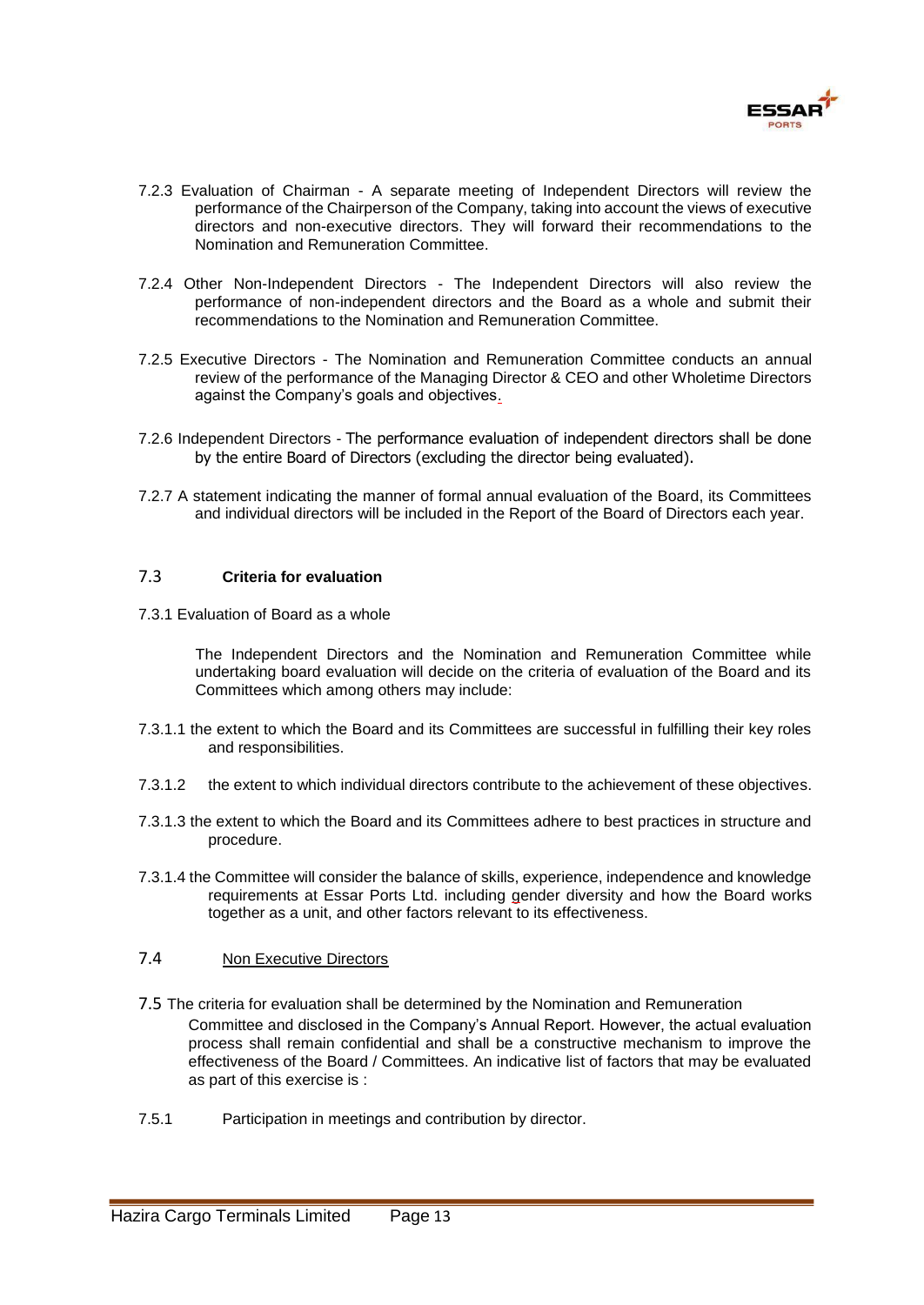7.2.3 Evaluation of Chairman - A separate meeting of Independent Directors will review the performance of the Chairperson of the Company, taking into account the views of executive directors and non-executive directors. They will forward their recommendations to the Nomination and Remuneration Committee.

7.2.4 Other Non-Independent Directors - The Independent Directors will also review the performance of non-independent directors and the Board as a whole and submit their recommendations to the Nomination and Remuneration Committee.

7.2.5 Executive Directors - The Nomination and Remuneration Committee conducts an annual review of the performance of the Managing Director & CEO and other Wholetime Directors against the Company's goals and objectives.

7.2.6 Independent Directors - The performance evaluation of independent directors shall be done by the entire Board of Directors (excluding the director being evaluated).

7.2.7 A statement indicating the manner of formal annual evaluation of the Board, its Committees and individual directors will be included in the Report of the Board of Directors each year.

### 7.3 **Criteria for evaluation**

7.3.1 Evaluation of Board as a whole

The Independent Directors and the Nomination and Remuneration Committee while undertaking board evaluation will decide on the criteria of evaluation of the Board and its Committees which among others may include:

7.3.1.1 the extent to which the Board and its Committees are successful in fulfilling their key roles and responsibilities.

7.3.1.2 the extent to which individual directors contribute to the achievement of these objectives.

7.3.1.3 the extent to which the Board and its Committees adhere to best practices in structure and procedure.

7.3.1.4 the Committee will consider the balance of skills, experience, independence and knowledge requirements at Essar Ports Ltd. including gender diversity and how the Board works together as a unit, and other factors relevant to its effectiveness.

### 7.4 Non Executive Directors

7.5 The criteria for evaluation shall be determined by the Nomination and Remuneration Committee and disclosed in the Company's Annual Report. However, the actual evaluation process shall remain confidential and shall be a constructive mechanism to improve the effectiveness of the Board / Committees. An indicative list of factors that may be evaluated as part of this exercise is :

7.5.1 Participation in meetings and contribution by director.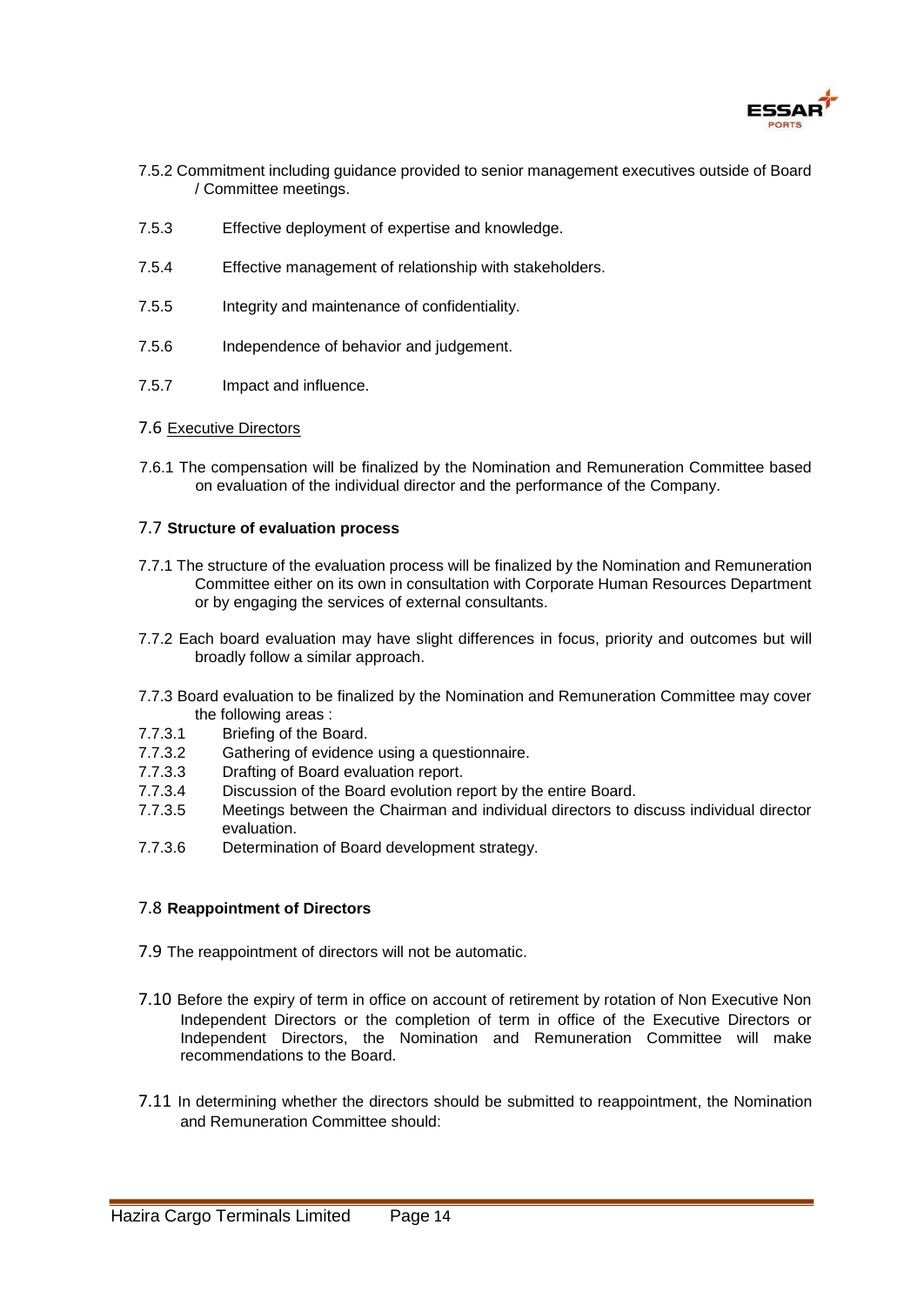7.5.2 Commitment including guidance provided to senior management executives outside of Board / Committee meetings.

7.5.3 Effective deployment of expertise and knowledge.

7.5.4 Effective management of relationship with stakeholders.

7.5.5 Integrity and maintenance of confidentiality.

7.5.6 Independence of behavior and judgement.

7.5.7 Impact and influence.

7.6 Executive Directors

7.6.1 The compensation will be finalized by the Nomination and Remuneration Committee based on evaluation of the individual director and the performance of the Company.

7.7 **Structure of evaluation process**

7.7.1 The structure of the evaluation process will be finalized by the Nomination and Remuneration Committee either on its own in consultation with Corporate Human Resources Department or by engaging the services of external consultants.

7.7.2 Each board evaluation may have slight differences in focus, priority and outcomes but will broadly follow a similar approach.

7.7.3 Board evaluation to be finalized by the Nomination and Remuneration Committee may cover the following areas :

7.7.3.1 Briefing of the Board.
7.7.3.2 Gathering of evidence using a questionnaire.
7.7.3.3 Drafting of Board evaluation report.
7.7.3.4 Discussion of the Board evolution report by the entire Board.
7.7.3.5 Meetings between the Chairman and individual directors to discuss individual director evaluation.
7.7.3.6 Determination of Board development strategy.

7.8 **Reappointment of Directors**

7.9 The reappointment of directors will not be automatic.

7.10 Before the expiry of term in office on account of retirement by rotation of Non Executive Non Independent Directors or the completion of term in office of the Executive Directors or Independent Directors, the Nomination and Remuneration Committee will make recommendations to the Board.

7.11 In determining whether the directors should be submitted to reappointment, the Nomination and Remuneration Committee should: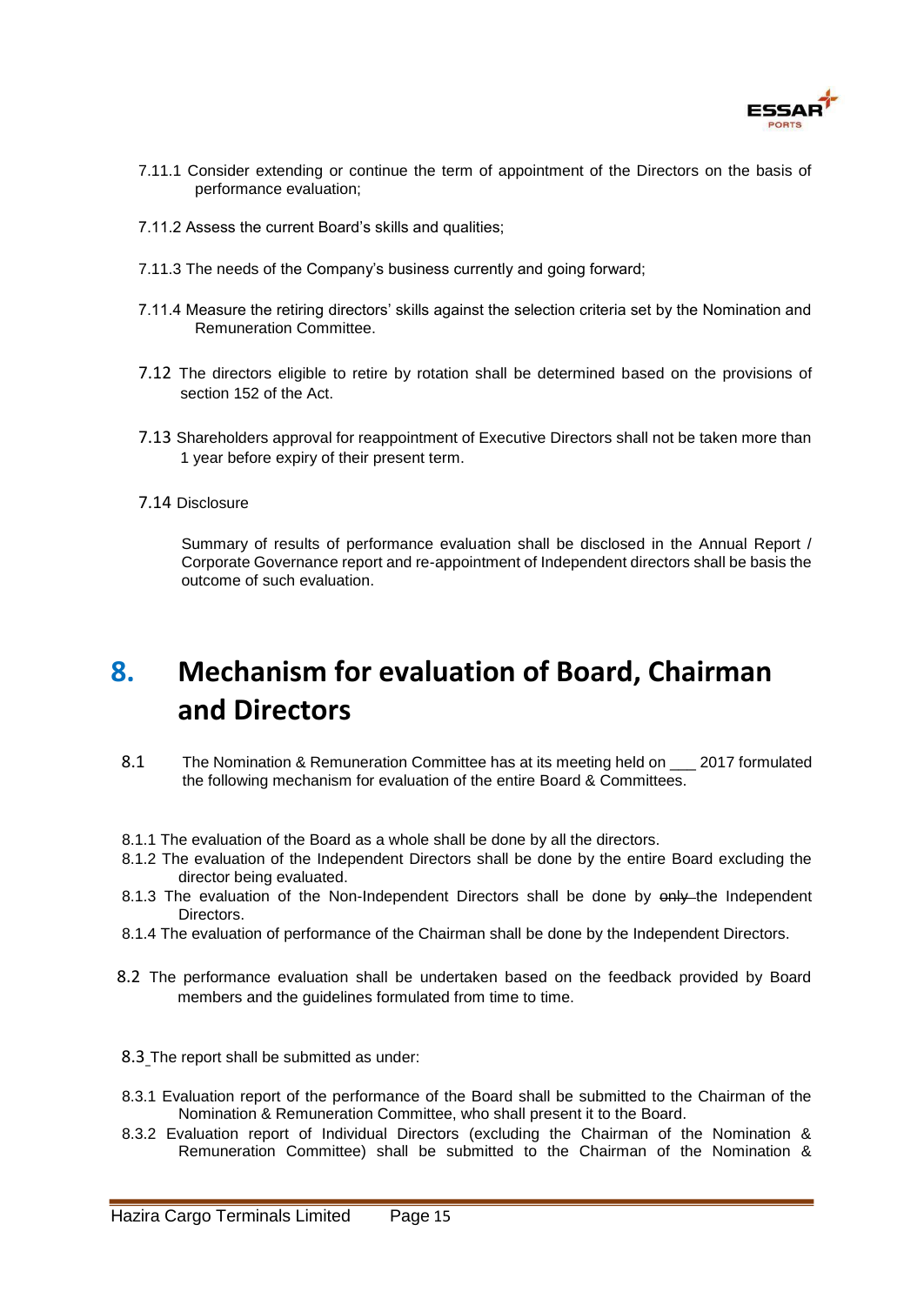7.11.1 Consider extending or continue the term of appointment of the Directors on the basis of performance evaluation;

7.11.2 Assess the current Board's skills and qualities;

7.11.3 The needs of the Company's business currently and going forward;

7.11.4 Measure the retiring directors' skills against the selection criteria set by the Nomination and Remuneration Committee.

7.12 The directors eligible to retire by rotation shall be determined based on the provisions of section 152 of the Act.

7.13 Shareholders approval for reappointment of Executive Directors shall not be taken more than 1 year before expiry of their present term.

7.14 Disclosure

Summary of results of performance evaluation shall be disclosed in the Annual Report / Corporate Governance report and re-appointment of Independent directors shall be basis the outcome of such evaluation.

# 8. Mechanism for evaluation of Board, Chairman and Directors

8.1 The Nomination & Remuneration Committee has at its meeting held on ___ 2017 formulated the following mechanism for evaluation of the entire Board & Committees.

8.1.1 The evaluation of the Board as a whole shall be done by all the directors.

8.1.2 The evaluation of the Independent Directors shall be done by the entire Board excluding the director being evaluated.

8.1.3 The evaluation of the Non-Independent Directors shall be done by ~~only~~ the Independent Directors.

8.1.4 The evaluation of performance of the Chairman shall be done by the Independent Directors.

8.2 The performance evaluation shall be undertaken based on the feedback provided by Board members and the guidelines formulated from time to time.

8.3 The report shall be submitted as under:

8.3.1 Evaluation report of the performance of the Board shall be submitted to the Chairman of the Nomination & Remuneration Committee, who shall present it to the Board.

8.3.2 Evaluation report of Individual Directors (excluding the Chairman of the Nomination & Remuneration Committee) shall be submitted to the Chairman of the Nomination &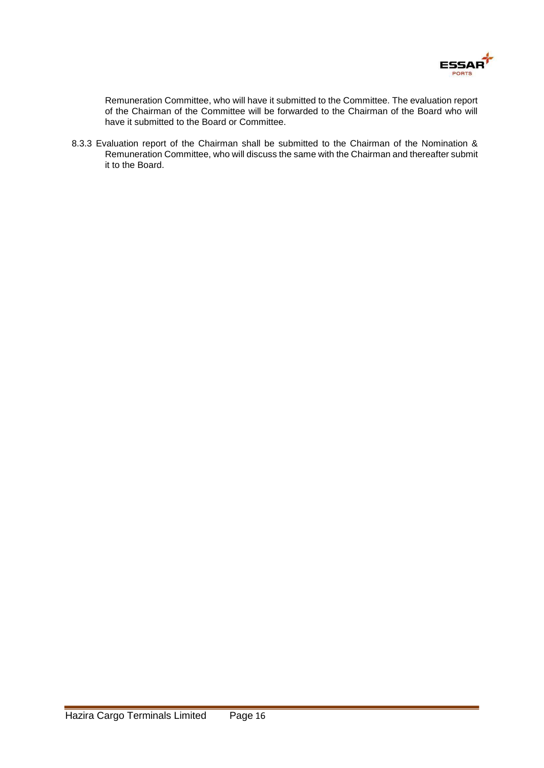Remuneration Committee, who will have it submitted to the Committee. The evaluation report of the Chairman of the Committee will be forwarded to the Chairman of the Board who will have it submitted to the Board or Committee.

8.3.3 Evaluation report of the Chairman shall be submitted to the Chairman of the Nomination & Remuneration Committee, who will discuss the same with the Chairman and thereafter submit it to the Board.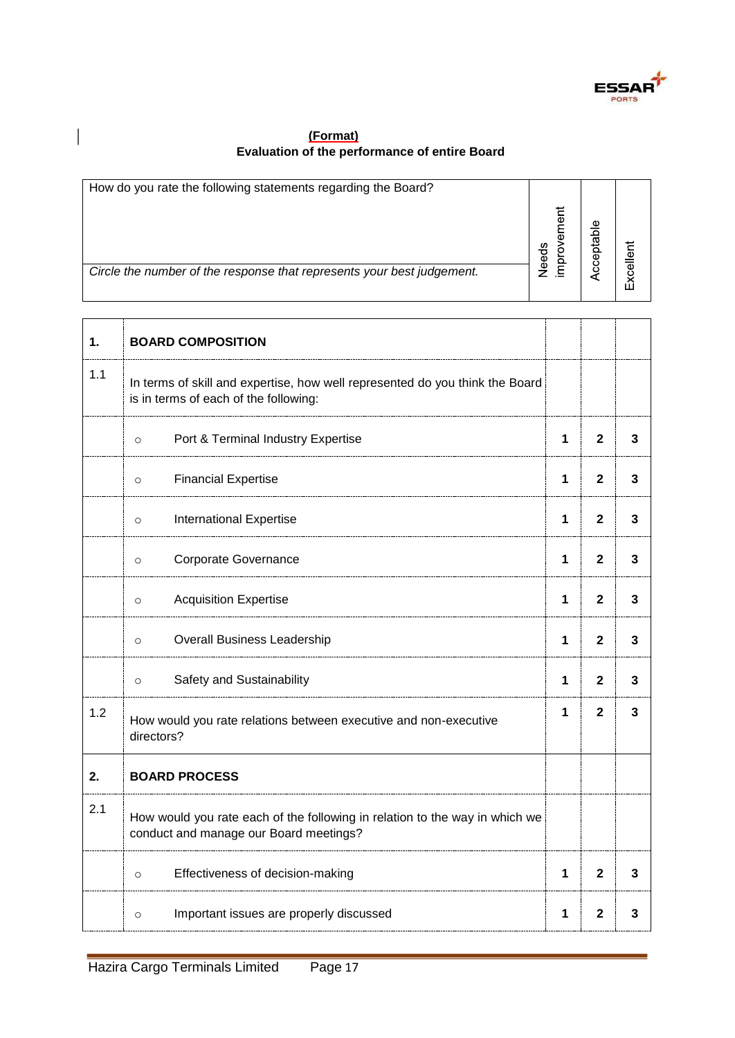**(Format)**

**Evaluation of the performance of entire Board**

| How do you rate the following statements regarding the Board? *Circle the number of the response that represents your best judgement.* | | Needs improvement | Acceptable | Excellent |
|---|---|---|---|---|
| **1.** | **BOARD COMPOSITION** | | | |
| 1.1 | In terms of skill and expertise, how well represented do you think the Board is in terms of each of the following: | | | |
| | ○ Port & Terminal Industry Expertise | **1** | **2** | **3** |
| | ○ Financial Expertise | **1** | **2** | **3** |
| | ○ International Expertise | **1** | **2** | **3** |
| | ○ Corporate Governance | **1** | **2** | **3** |
| | ○ Acquisition Expertise | **1** | **2** | **3** |
| | ○ Overall Business Leadership | **1** | **2** | **3** |
| | ○ Safety and Sustainability | **1** | **2** | **3** |
| 1.2 | How would you rate relations between executive and non-executive directors? | **1** | **2** | **3** |
| **2.** | **BOARD PROCESS** | | | |
| 2.1 | How would you rate each of the following in relation to the way in which we conduct and manage our Board meetings? | | | |
| | ○ Effectiveness of decision-making | **1** | **2** | **3** |
| | ○ Important issues are properly discussed | **1** | **2** | **3** |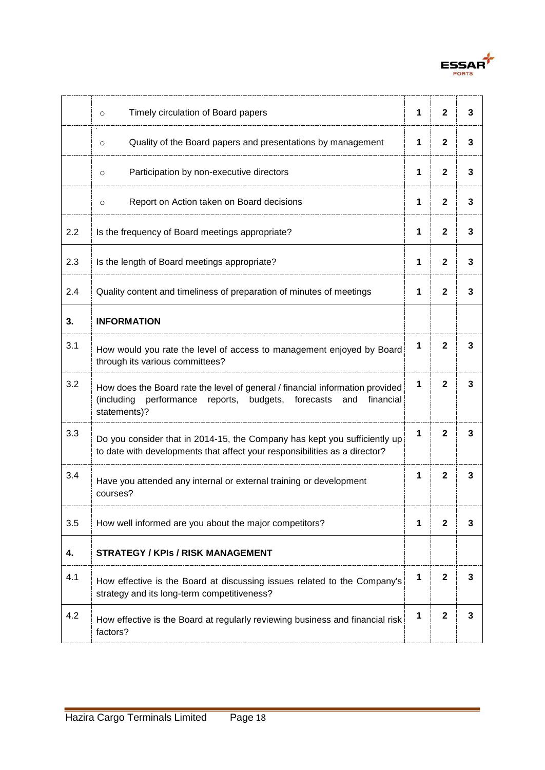| | | | | |
|---|---|---|---|---|
| | ○ Timely circulation of Board papers | **1** | **2** | **3** |
| | ○ Quality of the Board papers and presentations by management | **1** | **2** | **3** |
| | ○ Participation by non-executive directors | **1** | **2** | **3** |
| | ○ Report on Action taken on Board decisions | **1** | **2** | **3** |
| 2.2 | Is the frequency of Board meetings appropriate? | **1** | **2** | **3** |
| 2.3 | Is the length of Board meetings appropriate? | **1** | **2** | **3** |
| 2.4 | Quality content and timeliness of preparation of minutes of meetings | **1** | **2** | **3** |
| **3.** | **INFORMATION** | | | |
| 3.1 | How would you rate the level of access to management enjoyed by Board through its various committees? | **1** | **2** | **3** |
| 3.2 | How does the Board rate the level of general / financial information provided (including performance reports, budgets, forecasts and financial statements)? | **1** | **2** | **3** |
| 3.3 | Do you consider that in 2014-15, the Company has kept you sufficiently up to date with developments that affect your responsibilities as a director? | **1** | **2** | **3** |
| 3.4 | Have you attended any internal or external training or development courses? | **1** | **2** | **3** |
| 3.5 | How well informed are you about the major competitors? | **1** | **2** | **3** |
| **4.** | **STRATEGY / KPIs / RISK MANAGEMENT** | | | |
| 4.1 | How effective is the Board at discussing issues related to the Company's strategy and its long-term competitiveness? | **1** | **2** | **3** |
| 4.2 | How effective is the Board at regularly reviewing business and financial risk factors? | **1** | **2** | **3** |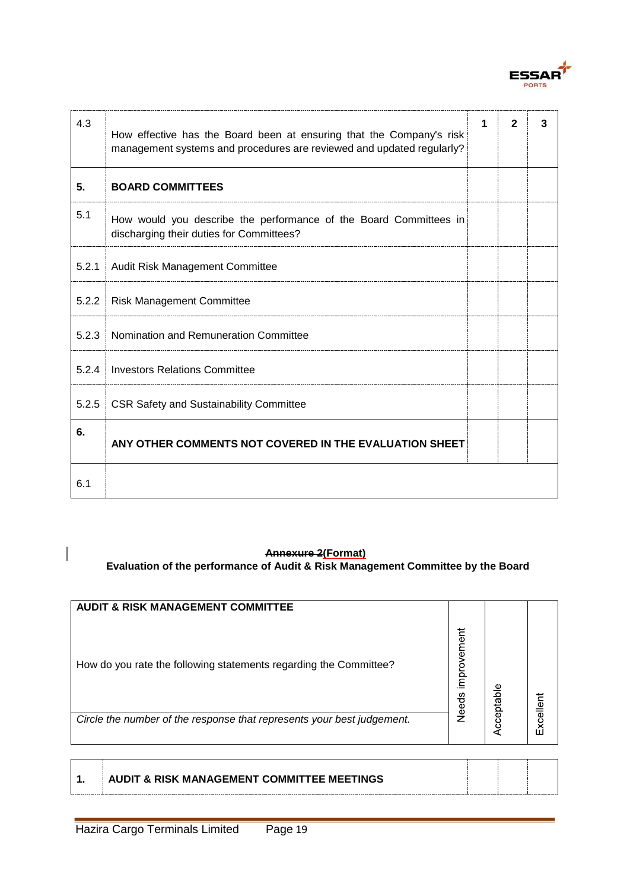| | | 1 | 2 | 3 |
|---|---|---|---|---|
| 4.3 | How effective has the Board been at ensuring that the Company's risk management systems and procedures are reviewed and updated regularly? | | | |
| **5.** | **BOARD COMMITTEES** | | | |
| 5.1 | How would you describe the performance of the Board Committees in discharging their duties for Committees? | | | |
| 5.2.1 | Audit Risk Management Committee | | | |
| 5.2.2 | Risk Management Committee | | | |
| 5.2.3 | Nomination and Remuneration Committee | | | |
| 5.2.4 | Investors Relations Committee | | | |
| 5.2.5 | CSR Safety and Sustainability Committee | | | |
| **6.** | **ANY OTHER COMMENTS NOT COVERED IN THE EVALUATION SHEET** | | | |
| 6.1 | | | | |

**~~Annexure 2~~(Format)**

**Evaluation of the performance of Audit & Risk Management Committee by the Board**

| **AUDIT & RISK MANAGEMENT COMMITTEE**<br><br>How do you rate the following statements regarding the Committee?<br><br>*Circle the number of the response that represents your best judgement.* | Needs improvement | Acceptable | Excellent |
|---|---|---|---|

| | | | | |
|---|---|---|---|---|
| **1.** | **AUDIT & RISK MANAGEMENT COMMITTEE MEETINGS** | | | |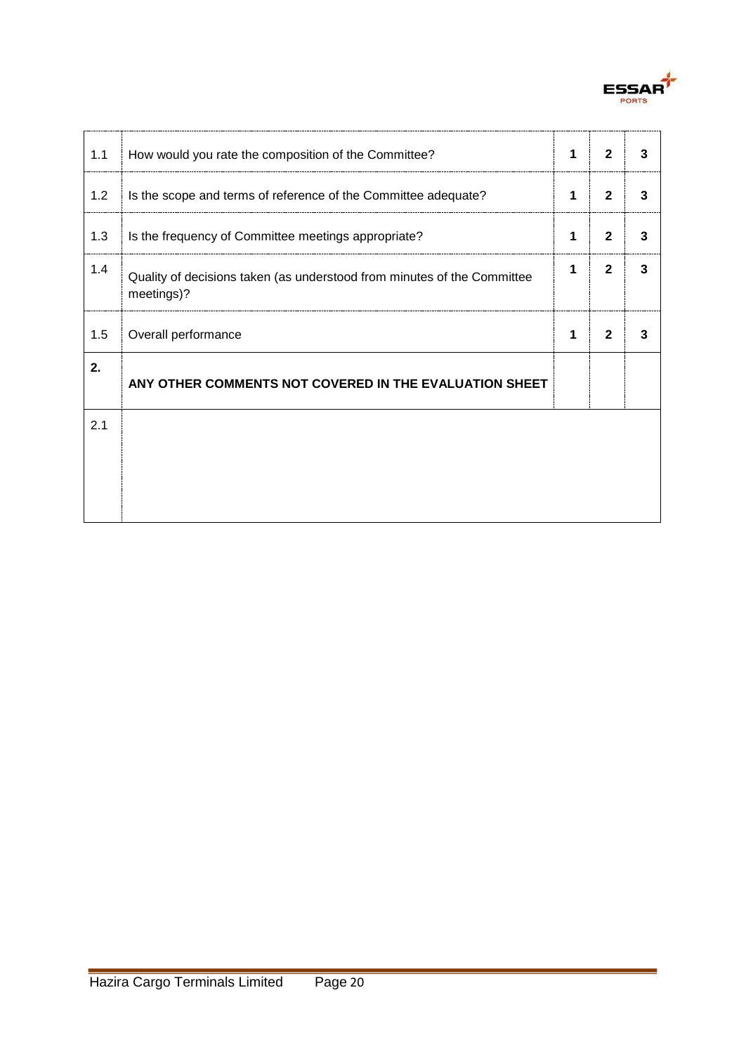| | | | | |
|---|---|---|---|---|
| 1.1 | How would you rate the composition of the Committee? | **1** | **2** | **3** |
| 1.2 | Is the scope and terms of reference of the Committee adequate? | **1** | **2** | **3** |
| 1.3 | Is the frequency of Committee meetings appropriate? | **1** | **2** | **3** |
| 1.4 | Quality of decisions taken (as understood from minutes of the Committee meetings)? | **1** | **2** | **3** |
| 1.5 | Overall performance | **1** | **2** | **3** |
| **2.** | **ANY OTHER COMMENTS NOT COVERED IN THE EVALUATION SHEET** | | | |
| 2.1 | | | | |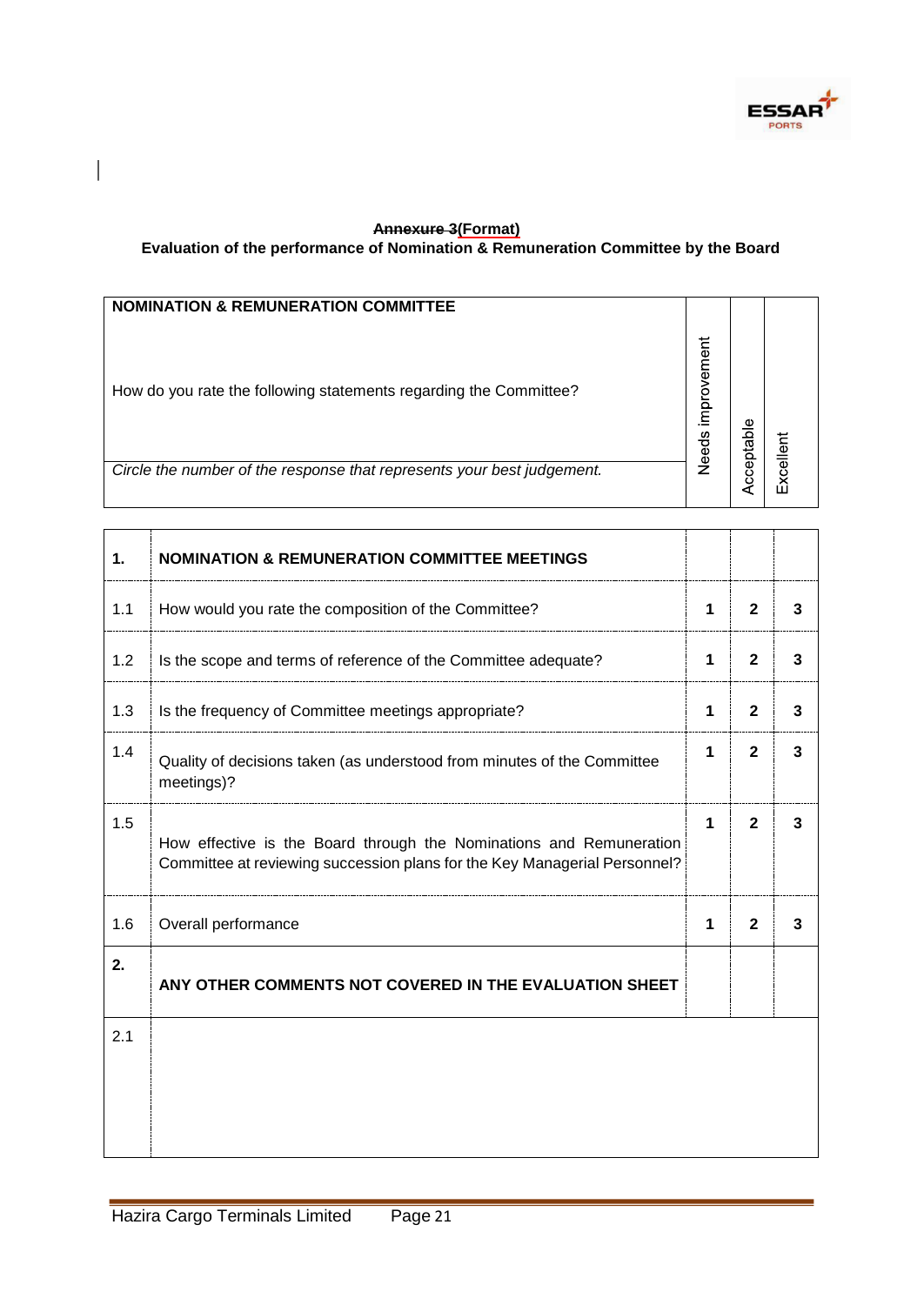**~~Annexure 3~~(Format)**

**Evaluation of the performance of Nomination & Remuneration Committee by the Board**

| **NOMINATION & REMUNERATION COMMITTEE**<br><br>How do you rate the following statements regarding the Committee?<br><br>*Circle the number of the response that represents your best judgement.* | Needs improvement | Acceptable | Excellent |
|---|---|---|---|

| | | | | |
|---|---|---|---|---|
| **1.** | **NOMINATION & REMUNERATION COMMITTEE MEETINGS** | | | |
| 1.1 | How would you rate the composition of the Committee? | **1** | **2** | **3** |
| 1.2 | Is the scope and terms of reference of the Committee adequate? | **1** | **2** | **3** |
| 1.3 | Is the frequency of Committee meetings appropriate? | **1** | **2** | **3** |
| 1.4 | Quality of decisions taken (as understood from minutes of the Committee meetings)? | **1** | **2** | **3** |
| 1.5 | How effective is the Board through the Nominations and Remuneration Committee at reviewing succession plans for the Key Managerial Personnel? | **1** | **2** | **3** |
| 1.6 | Overall performance | **1** | **2** | **3** |
| **2.** | **ANY OTHER COMMENTS NOT COVERED IN THE EVALUATION SHEET** | | | |
| 2.1 | | | | |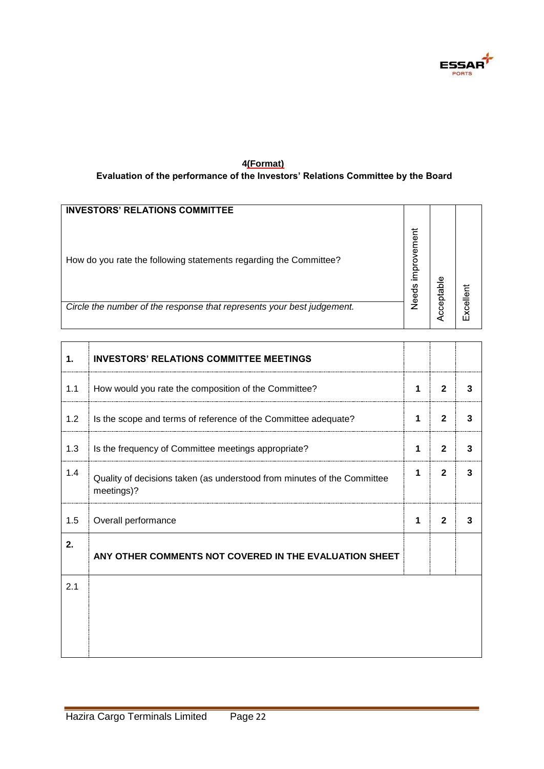**4(Format)**

**Evaluation of the performance of the Investors' Relations Committee by the Board**

| **INVESTORS' RELATIONS COMMITTEE**<br><br>How do you rate the following statements regarding the Committee?<br><br>*Circle the number of the response that represents your best judgement.* | | Needs improvement | Acceptable | Excellent |
|---|---|---|---|---|
| **1.** | **INVESTORS' RELATIONS COMMITTEE MEETINGS** | | | |
| 1.1 | How would you rate the composition of the Committee? | **1** | **2** | **3** |
| 1.2 | Is the scope and terms of reference of the Committee adequate? | **1** | **2** | **3** |
| 1.3 | Is the frequency of Committee meetings appropriate? | **1** | **2** | **3** |
| 1.4 | Quality of decisions taken (as understood from minutes of the Committee meetings)? | **1** | **2** | **3** |
| 1.5 | Overall performance | **1** | **2** | **3** |
| **2.** | **ANY OTHER COMMENTS NOT COVERED IN THE EVALUATION SHEET** | | | |
| 2.1 | | | | |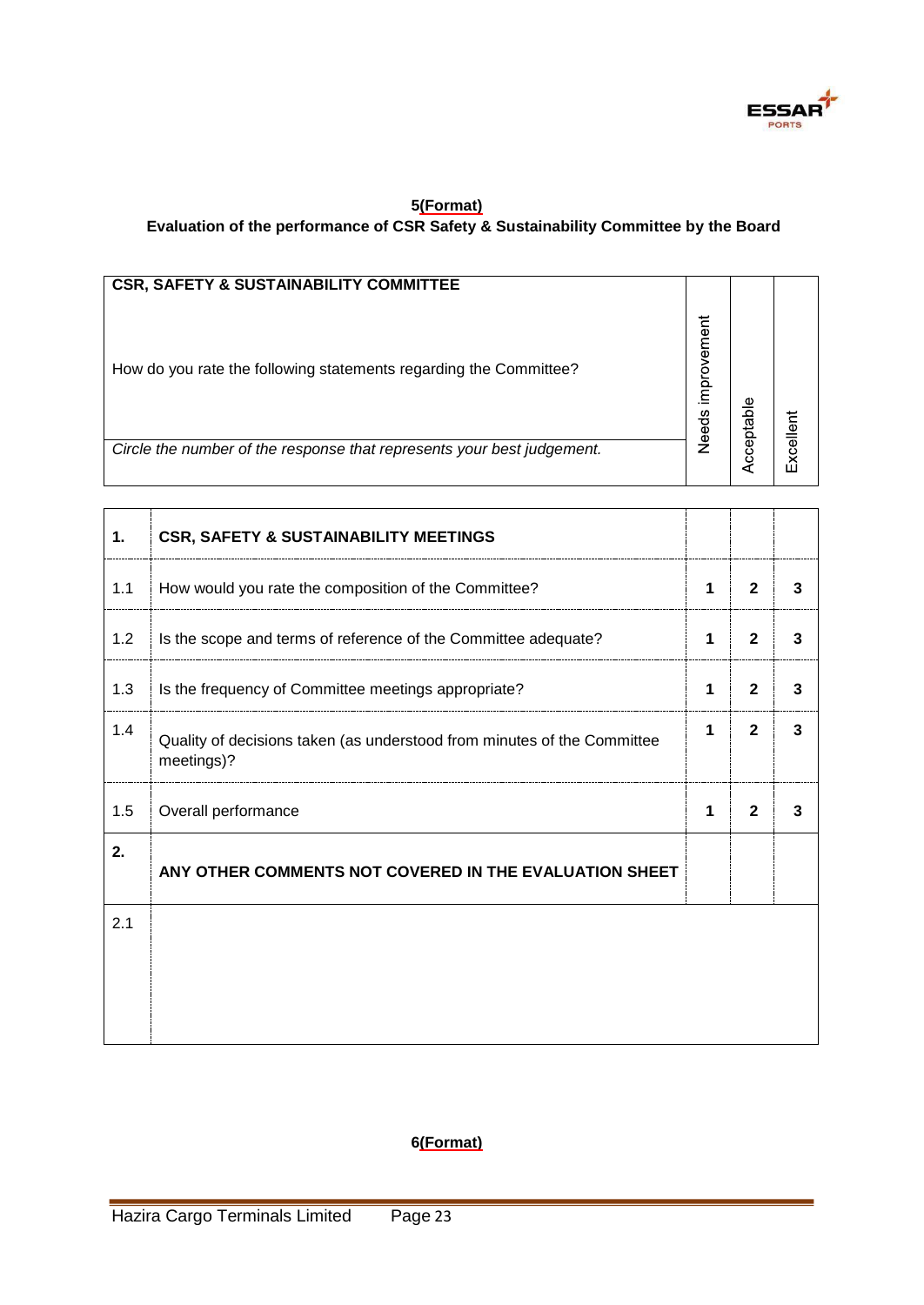**5(Format)**

**Evaluation of the performance of CSR Safety & Sustainability Committee by the Board**

| **CSR, SAFETY & SUSTAINABILITY COMMITTEE**<br><br>How do you rate the following statements regarding the Committee?<br><br>*Circle the number of the response that represents your best judgement.* | Needs improvement | Acceptable | Excellent |
|---|---|---|---|

| | | | | |
|---|---|---|---|---|
| **1.** | **CSR, SAFETY & SUSTAINABILITY MEETINGS** | | | |
| 1.1 | How would you rate the composition of the Committee? | **1** | **2** | **3** |
| 1.2 | Is the scope and terms of reference of the Committee adequate? | **1** | **2** | **3** |
| 1.3 | Is the frequency of Committee meetings appropriate? | **1** | **2** | **3** |
| 1.4 | Quality of decisions taken (as understood from minutes of the Committee meetings)? | **1** | **2** | **3** |
| 1.5 | Overall performance | **1** | **2** | **3** |
| **2.** | **ANY OTHER COMMENTS NOT COVERED IN THE EVALUATION SHEET** | | | |
| 2.1 | | | | |

**6(Format)**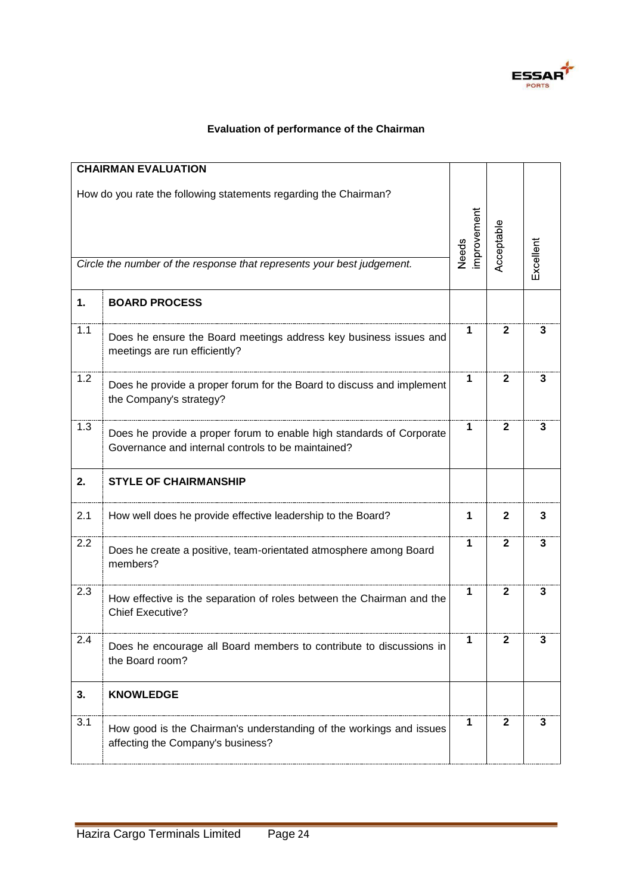## Evaluation of performance of the Chairman

| **CHAIRMAN EVALUATION**<br><br>How do you rate the following statements regarding the Chairman?<br><br>*Circle the number of the response that represents your best judgement.* | | Needs improvement | Acceptable | Excellent |
|---|---|---|---|---|
| **1.** | **BOARD PROCESS** | | | |
| 1.1 | Does he ensure the Board meetings address key business issues and meetings are run efficiently? | **1** | **2** | **3** |
| 1.2 | Does he provide a proper forum for the Board to discuss and implement the Company's strategy? | **1** | **2** | **3** |
| 1.3 | Does he provide a proper forum to enable high standards of Corporate Governance and internal controls to be maintained? | **1** | **2** | **3** |
| **2.** | **STYLE OF CHAIRMANSHIP** | | | |
| 2.1 | How well does he provide effective leadership to the Board? | **1** | **2** | **3** |
| 2.2 | Does he create a positive, team-orientated atmosphere among Board members? | **1** | **2** | **3** |
| 2.3 | How effective is the separation of roles between the Chairman and the Chief Executive? | **1** | **2** | **3** |
| 2.4 | Does he encourage all Board members to contribute to discussions in the Board room? | **1** | **2** | **3** |
| **3.** | **KNOWLEDGE** | | | |
| 3.1 | How good is the Chairman's understanding of the workings and issues affecting the Company's business? | **1** | **2** | **3** |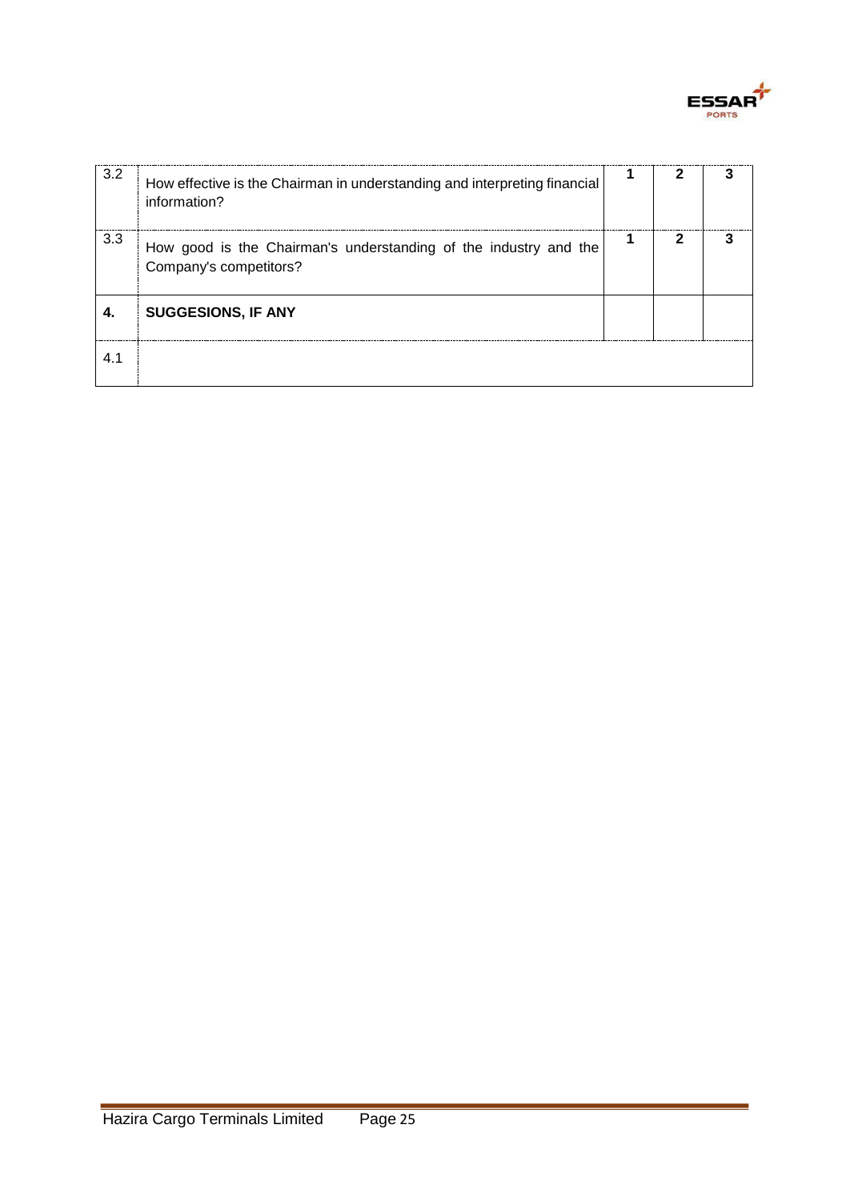| | | | | |
|---|---|---|---|---|
| 3.2 | How effective is the Chairman in understanding and interpreting financial information? | **1** | **2** | **3** |
| 3.3 | How good is the Chairman's understanding of the industry and the Company's competitors? | **1** | **2** | **3** |
| **4.** | **SUGGESIONS, IF ANY** | | | |
| 4.1 | | | | |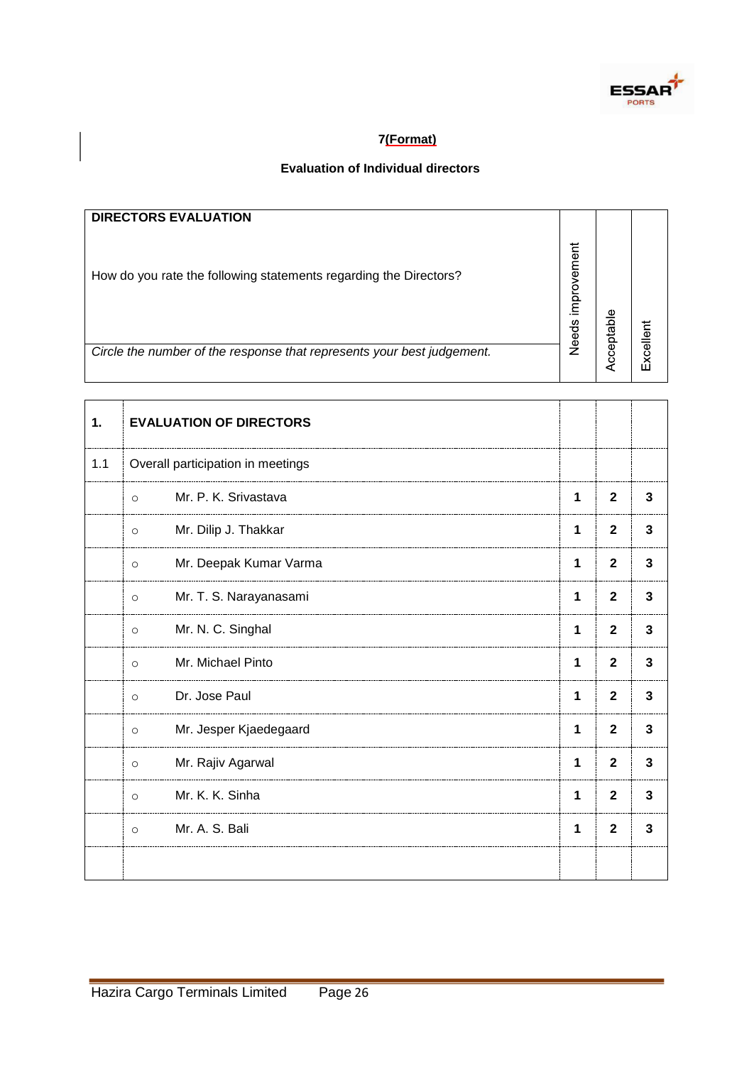**7(Format)**

**Evaluation of Individual directors**

| **DIRECTORS EVALUATION**<br><br>How do you rate the following statements regarding the Directors?<br><br>*Circle the number of the response that represents your best judgement.* | Needs improvement | Acceptable | Excellent |
|---|---|---|---|

| | | | | |
|---|---|---|---|---|
| **1.** | **EVALUATION OF DIRECTORS** | | | |
| 1.1 | Overall participation in meetings | | | |
| | ○ Mr. P. K. Srivastava | **1** | **2** | **3** |
| | ○ Mr. Dilip J. Thakkar | **1** | **2** | **3** |
| | ○ Mr. Deepak Kumar Varma | **1** | **2** | **3** |
| | ○ Mr. T. S. Narayanasami | **1** | **2** | **3** |
| | ○ Mr. N. C. Singhal | **1** | **2** | **3** |
| | ○ Mr. Michael Pinto | **1** | **2** | **3** |
| | ○ Dr. Jose Paul | **1** | **2** | **3** |
| | ○ Mr. Jesper Kjaedegaard | **1** | **2** | **3** |
| | ○ Mr. Rajiv Agarwal | **1** | **2** | **3** |
| | ○ Mr. K. K. Sinha | **1** | **2** | **3** |
| | ○ Mr. A. S. Bali | **1** | **2** | **3** |
| | | | | |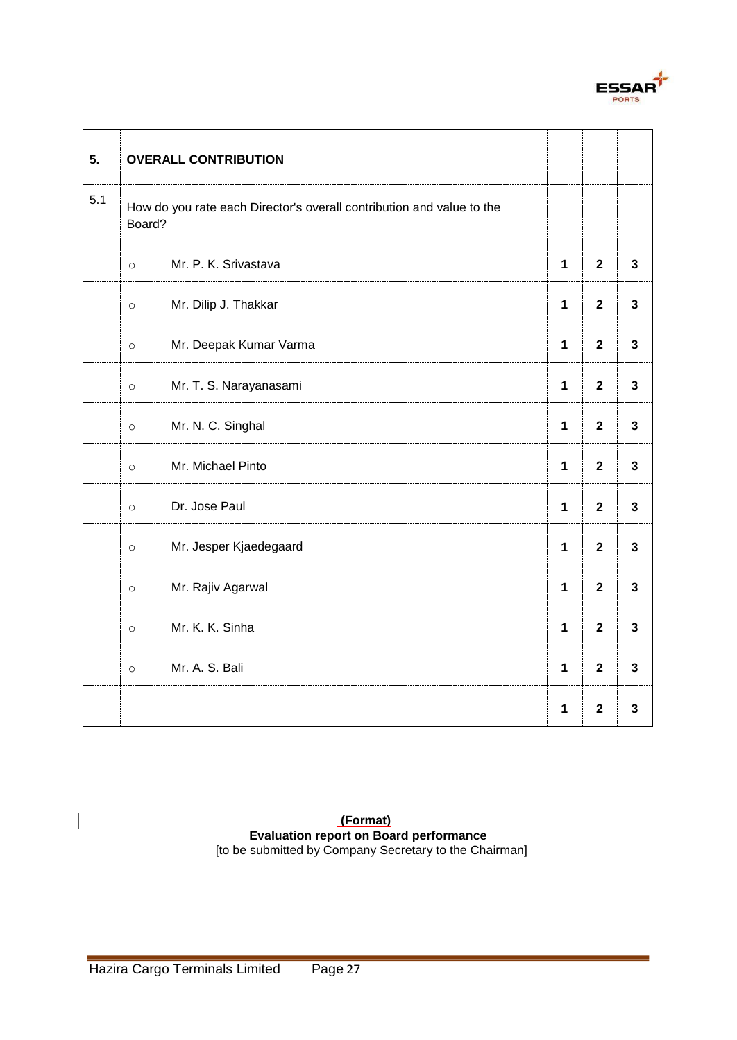| 5. | **OVERALL CONTRIBUTION** | | | |
|---|---|---|---|---|
| 5.1 | How do you rate each Director's overall contribution and value to the Board? | | | |
| | ○ Mr. P. K. Srivastava | **1** | **2** | **3** |
| | ○ Mr. Dilip J. Thakkar | **1** | **2** | **3** |
| | ○ Mr. Deepak Kumar Varma | **1** | **2** | **3** |
| | ○ Mr. T. S. Narayanasami | **1** | **2** | **3** |
| | ○ Mr. N. C. Singhal | **1** | **2** | **3** |
| | ○ Mr. Michael Pinto | **1** | **2** | **3** |
| | ○ Dr. Jose Paul | **1** | **2** | **3** |
| | ○ Mr. Jesper Kjaedegaard | **1** | **2** | **3** |
| | ○ Mr. Rajiv Agarwal | **1** | **2** | **3** |
| | ○ Mr. K. K. Sinha | **1** | **2** | **3** |
| | ○ Mr. A. S. Bali | **1** | **2** | **3** |
| | | **1** | **2** | **3** |

**(Format)**

**Evaluation report on Board performance**

[to be submitted by Company Secretary to the Chairman]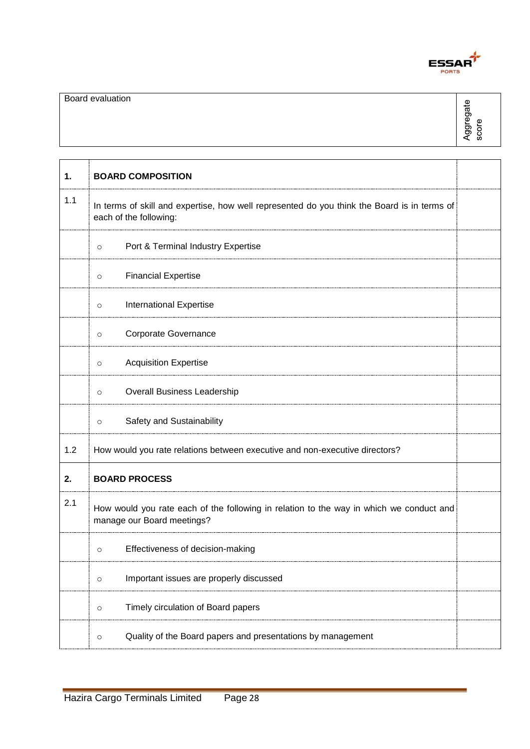| Board evaluation | Aggregate score |
|---|---|

| | | |
|---|---|---|
| **1.** | **BOARD COMPOSITION** | |
| 1.1 | In terms of skill and expertise, how well represented do you think the Board is in terms of each of the following: | |
| | ○ Port & Terminal Industry Expertise | |
| | ○ Financial Expertise | |
| | ○ International Expertise | |
| | ○ Corporate Governance | |
| | ○ Acquisition Expertise | |
| | ○ Overall Business Leadership | |
| | ○ Safety and Sustainability | |
| 1.2 | How would you rate relations between executive and non-executive directors? | |
| **2.** | **BOARD PROCESS** | |
| 2.1 | How would you rate each of the following in relation to the way in which we conduct and manage our Board meetings? | |
| | ○ Effectiveness of decision-making | |
| | ○ Important issues are properly discussed | |
| | ○ Timely circulation of Board papers | |
| | ○ Quality of the Board papers and presentations by management | |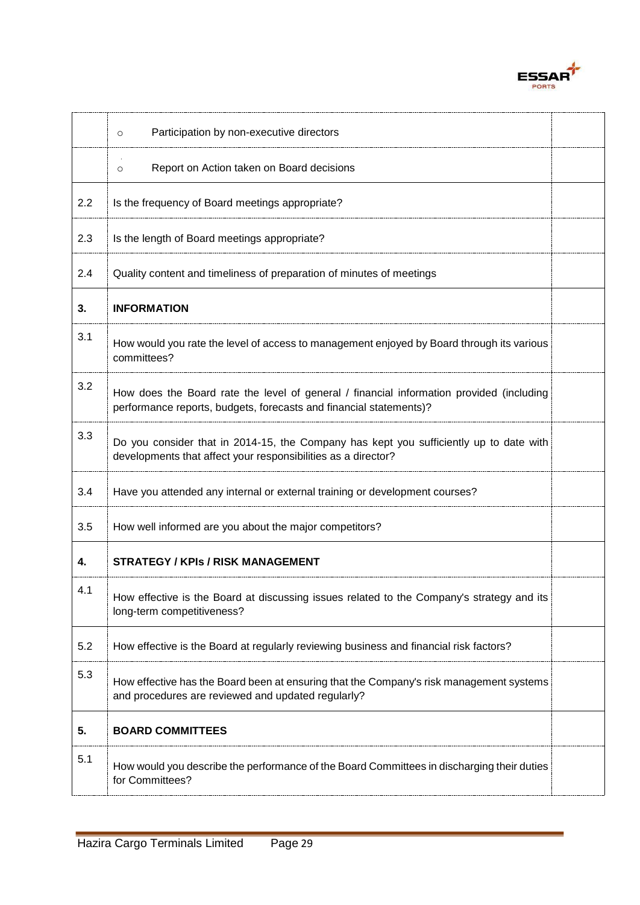|  |  |  |
|---|---|---|
|  | o Participation by non-executive directors |  |
|  | o Report on Action taken on Board decisions |  |
| 2.2 | Is the frequency of Board meetings appropriate? |  |
| 2.3 | Is the length of Board meetings appropriate? |  |
| 2.4 | Quality content and timeliness of preparation of minutes of meetings |  |
| **3.** | **INFORMATION** |  |
| 3.1 | How would you rate the level of access to management enjoyed by Board through its various committees? |  |
| 3.2 | How does the Board rate the level of general / financial information provided (including performance reports, budgets, forecasts and financial statements)? |  |
| 3.3 | Do you consider that in 2014-15, the Company has kept you sufficiently up to date with developments that affect your responsibilities as a director? |  |
| 3.4 | Have you attended any internal or external training or development courses? |  |
| 3.5 | How well informed are you about the major competitors? |  |
| **4.** | **STRATEGY / KPIs / RISK MANAGEMENT** |  |
| 4.1 | How effective is the Board at discussing issues related to the Company's strategy and its long-term competitiveness? |  |
| 5.2 | How effective is the Board at regularly reviewing business and financial risk factors? |  |
| 5.3 | How effective has the Board been at ensuring that the Company's risk management systems and procedures are reviewed and updated regularly? |  |
| **5.** | **BOARD COMMITTEES** |  |
| 5.1 | How would you describe the performance of the Board Committees in discharging their duties for Committees? |  |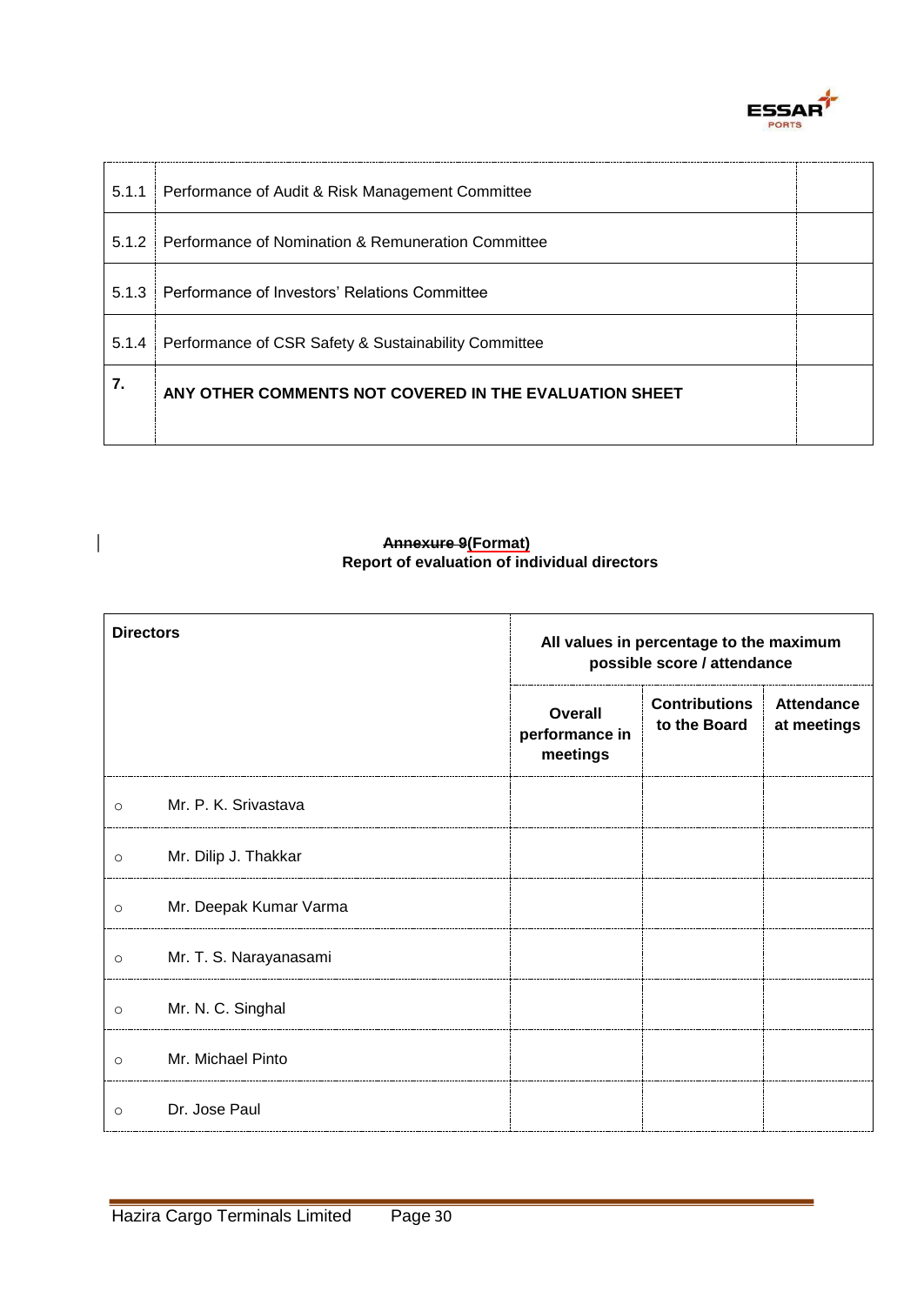| | | |
|---|---|---|
| 5.1.1 | Performance of Audit & Risk Management Committee | |
| 5.1.2 | Performance of Nomination & Remuneration Committee | |
| 5.1.3 | Performance of Investors' Relations Committee | |
| 5.1.4 | Performance of CSR Safety & Sustainability Committee | |
| **7.** | **ANY OTHER COMMENTS NOT COVERED IN THE EVALUATION SHEET** | |

**~~Annexure 9~~(Format)**
**Report of evaluation of individual directors**

| **Directors** | **All values in percentage to the maximum possible score / attendance** | | |
|---|---|---|---|
| | **Overall performance in meetings** | **Contributions to the Board** | **Attendance at meetings** |
| ○ Mr. P. K. Srivastava | | | |
| ○ Mr. Dilip J. Thakkar | | | |
| ○ Mr. Deepak Kumar Varma | | | |
| ○ Mr. T. S. Narayanasami | | | |
| ○ Mr. N. C. Singhal | | | |
| ○ Mr. Michael Pinto | | | |
| ○ Dr. Jose Paul | | | |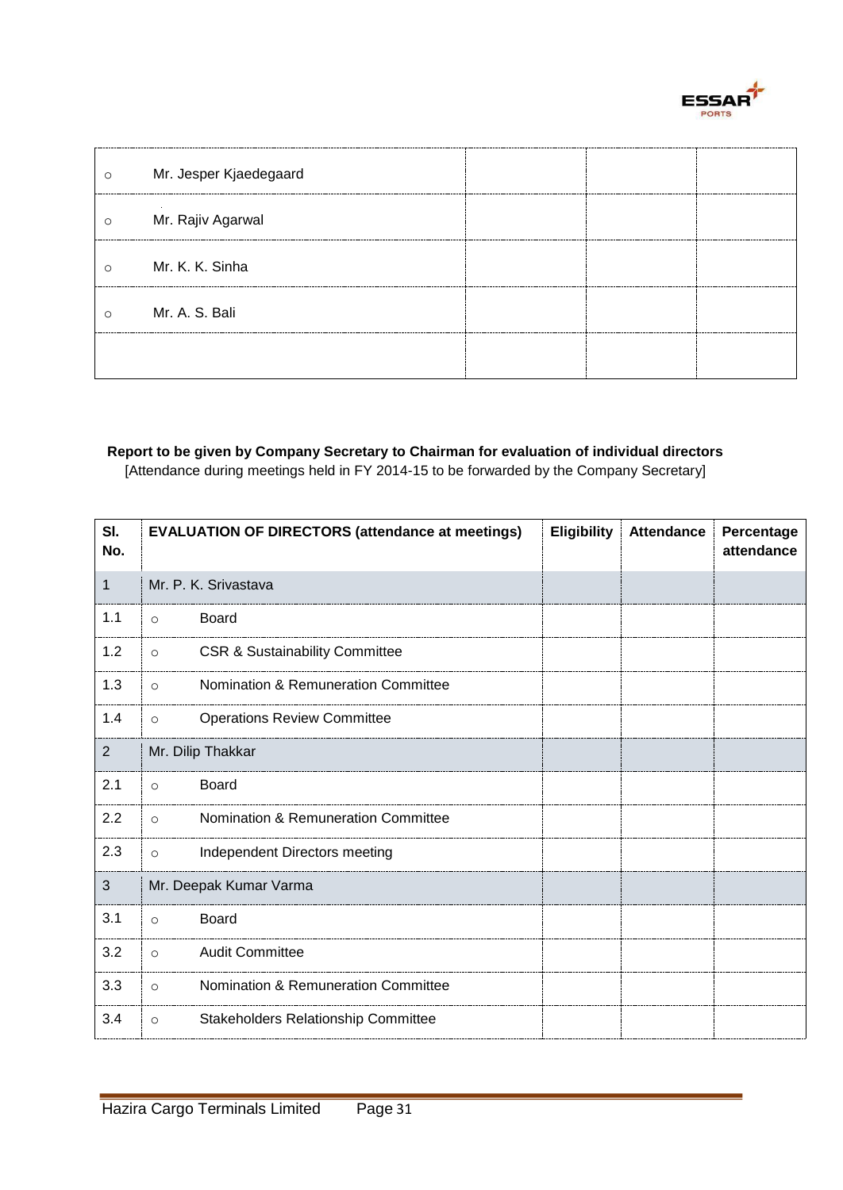| | | | | |
|---|---|---|---|---|
| o | Mr. Jesper Kjaedegaard | | | |
| o | Mr. Rajiv Agarwal | | | |
| o | Mr. K. K. Sinha | | | |
| o | Mr. A. S. Bali | | | |
| | | | | |

**Report to be given by Company Secretary to Chairman for evaluation of individual directors**
[Attendance during meetings held in FY 2014-15 to be forwarded by the Company Secretary]

| Sl. No. | EVALUATION OF DIRECTORS (attendance at meetings) | Eligibility | Attendance | Percentage attendance |
|---|---|---|---|---|
| 1 | Mr. P. K. Srivastava | | | |
| 1.1 | o Board | | | |
| 1.2 | o CSR & Sustainability Committee | | | |
| 1.3 | o Nomination & Remuneration Committee | | | |
| 1.4 | o Operations Review Committee | | | |
| 2 | Mr. Dilip Thakkar | | | |
| 2.1 | o Board | | | |
| 2.2 | o Nomination & Remuneration Committee | | | |
| 2.3 | o Independent Directors meeting | | | |
| 3 | Mr. Deepak Kumar Varma | | | |
| 3.1 | o Board | | | |
| 3.2 | o Audit Committee | | | |
| 3.3 | o Nomination & Remuneration Committee | | | |
| 3.4 | o Stakeholders Relationship Committee | | | |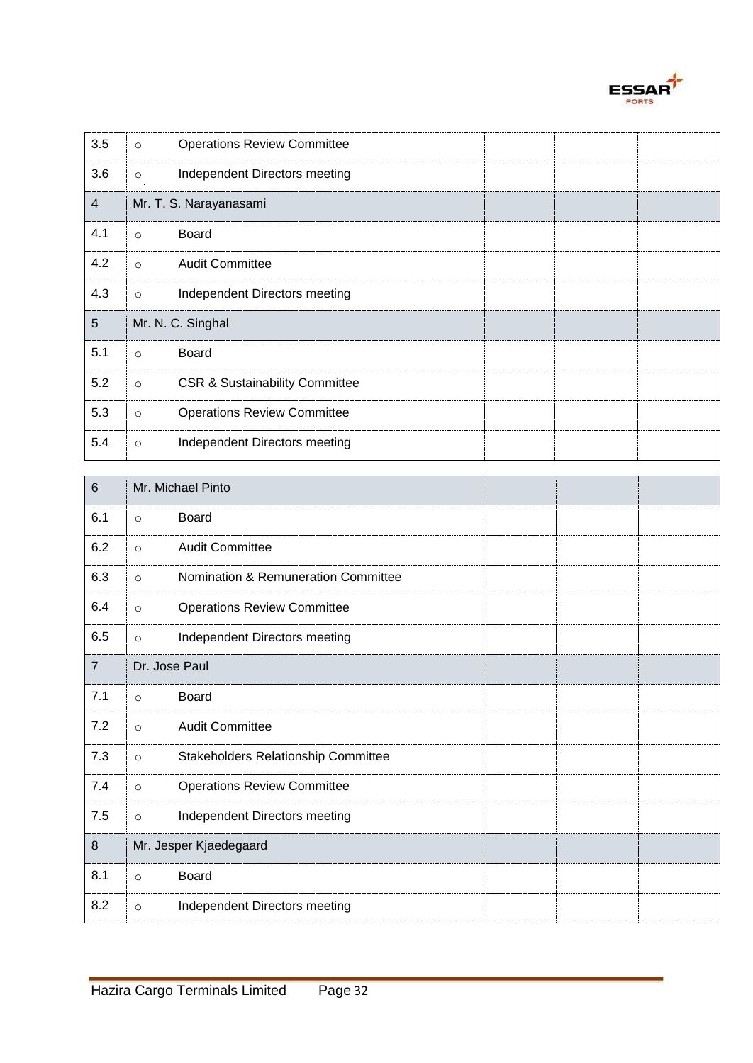| | | | | |
|---|---|---|---|---|
| 3.5 | o Operations Review Committee | | | |
| 3.6 | o Independent Directors meeting | | | |
| 4 | Mr. T. S. Narayanasami | | | |
| 4.1 | o Board | | | |
| 4.2 | o Audit Committee | | | |
| 4.3 | o Independent Directors meeting | | | |
| 5 | Mr. N. C. Singhal | | | |
| 5.1 | o Board | | | |
| 5.2 | o CSR & Sustainability Committee | | | |
| 5.3 | o Operations Review Committee | | | |
| 5.4 | o Independent Directors meeting | | | |
| 6 | Mr. Michael Pinto | | | |
| 6.1 | o Board | | | |
| 6.2 | o Audit Committee | | | |
| 6.3 | o Nomination & Remuneration Committee | | | |
| 6.4 | o Operations Review Committee | | | |
| 6.5 | o Independent Directors meeting | | | |
| 7 | Dr. Jose Paul | | | |
| 7.1 | o Board | | | |
| 7.2 | o Audit Committee | | | |
| 7.3 | o Stakeholders Relationship Committee | | | |
| 7.4 | o Operations Review Committee | | | |
| 7.5 | o Independent Directors meeting | | | |
| 8 | Mr. Jesper Kjaedegaard | | | |
| 8.1 | o Board | | | |
| 8.2 | o Independent Directors meeting | | | |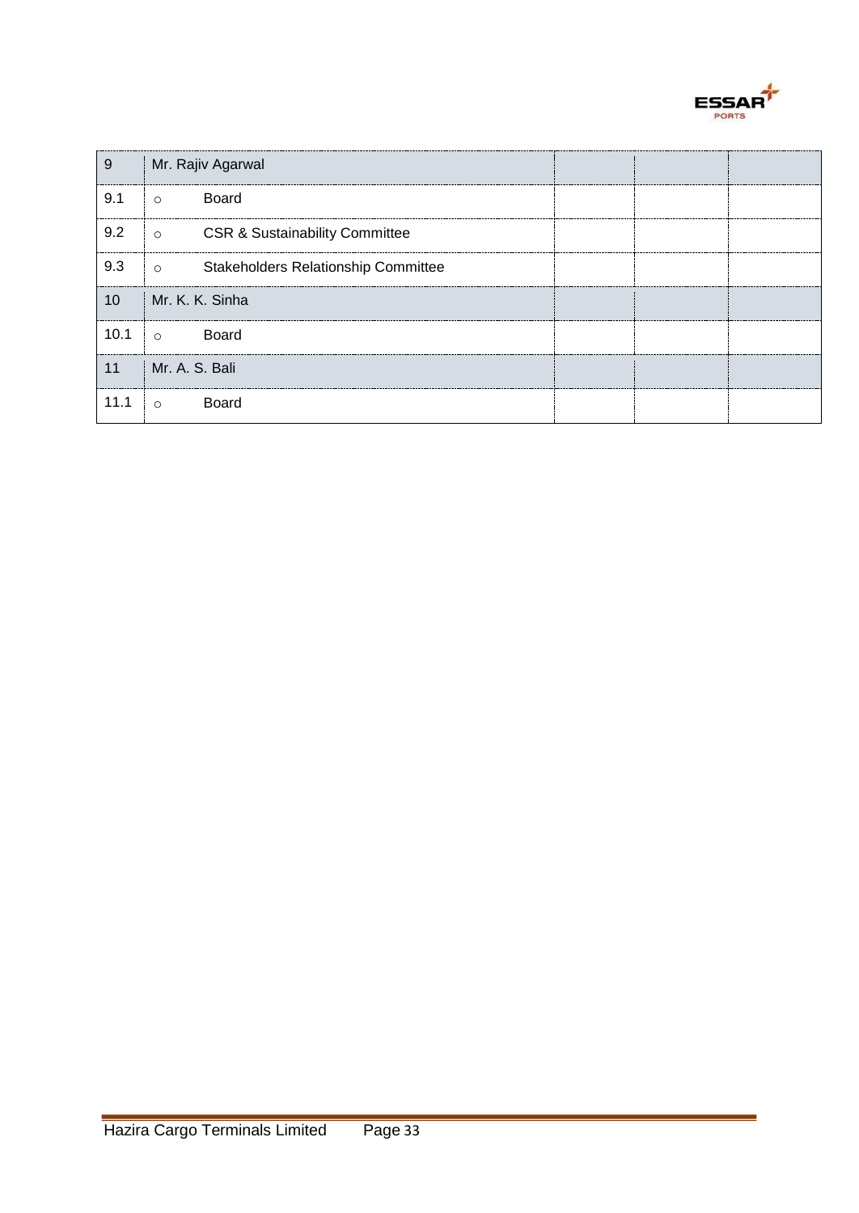| | | | | |
|---|---|---|---|---|
| 9 | Mr. Rajiv Agarwal | | | |
| 9.1 | o Board | | | |
| 9.2 | o CSR & Sustainability Committee | | | |
| 9.3 | o Stakeholders Relationship Committee | | | |
| 10 | Mr. K. K. Sinha | | | |
| 10.1 | o Board | | | |
| 11 | Mr. A. S. Bali | | | |
| 11.1 | o Board | | | |